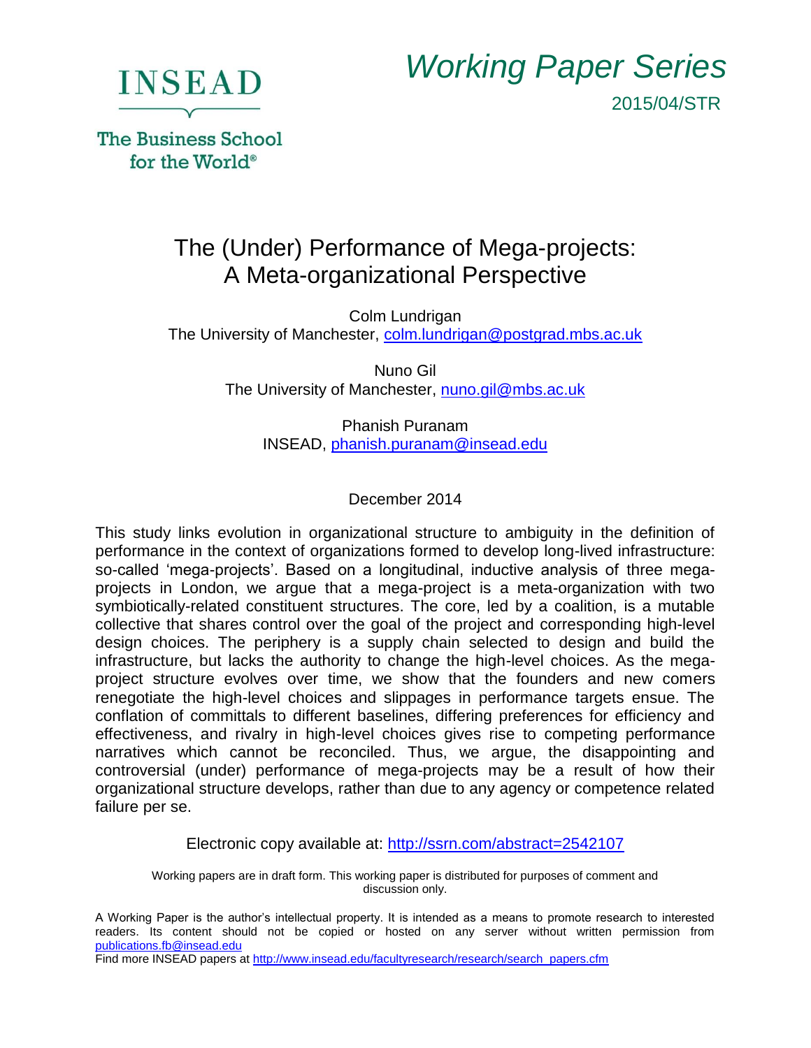INSEAD

The Business School for the World®

*Working Paper Series*

2015/04/STR

# The (Under) Performance of Mega-projects: A Meta-organizational Perspective

Colm Lundrigan
The University of Manchester, colm.lundrigan@postgrad.mbs.ac.uk

Nuno Gil
The University of Manchester, nuno.gil@mbs.ac.uk

Phanish Puranam
INSEAD, phanish.puranam@insead.edu

December 2014

This study links evolution in organizational structure to ambiguity in the definition of performance in the context of organizations formed to develop long-lived infrastructure: so-called 'mega-projects'. Based on a longitudinal, inductive analysis of three mega-projects in London, we argue that a mega-project is a meta-organization with two symbiotically-related constituent structures. The core, led by a coalition, is a mutable collective that shares control over the goal of the project and corresponding high-level design choices. The periphery is a supply chain selected to design and build the infrastructure, but lacks the authority to change the high-level choices. As the mega-project structure evolves over time, we show that the founders and new comers renegotiate the high-level choices and slippages in performance targets ensue. The conflation of committals to different baselines, differing preferences for efficiency and effectiveness, and rivalry in high-level choices gives rise to competing performance narratives which cannot be reconciled. Thus, we argue, the disappointing and controversial (under) performance of mega-projects may be a result of how their organizational structure develops, rather than due to any agency or competence related failure per se.

Electronic copy available at: http://ssrn.com/abstract=2542107

Working papers are in draft form. This working paper is distributed for purposes of comment and discussion only.

A Working Paper is the author's intellectual property. It is intended as a means to promote research to interested readers. Its content should not be copied or hosted on any server without written permission from publications.fb@insead.edu
Find more INSEAD papers at http://www.insead.edu/facultyresearch/research/search_papers.cfm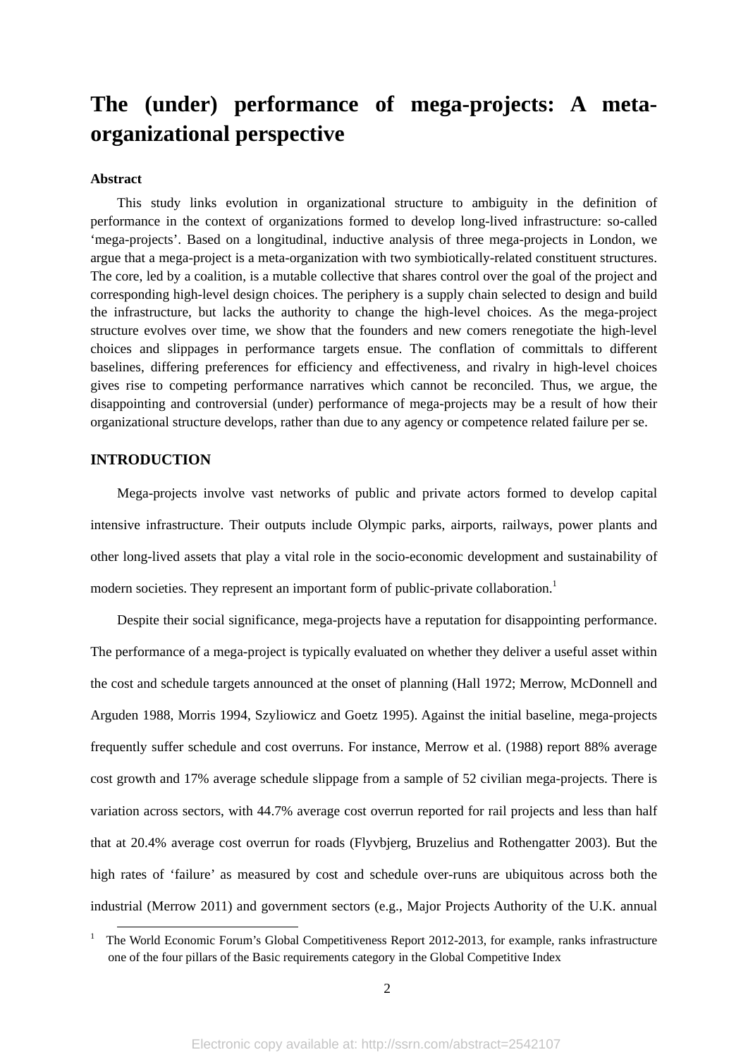# The (under) performance of mega-projects: A meta-organizational perspective

**Abstract**

This study links evolution in organizational structure to ambiguity in the definition of performance in the context of organizations formed to develop long-lived infrastructure: so-called ‘mega-projects’. Based on a longitudinal, inductive analysis of three mega-projects in London, we argue that a mega-project is a meta-organization with two symbiotically-related constituent structures. The core, led by a coalition, is a mutable collective that shares control over the goal of the project and corresponding high-level design choices. The periphery is a supply chain selected to design and build the infrastructure, but lacks the authority to change the high-level choices. As the mega-project structure evolves over time, we show that the founders and new comers renegotiate the high-level choices and slippages in performance targets ensue. The conflation of committals to different baselines, differing preferences for efficiency and effectiveness, and rivalry in high-level choices gives rise to competing performance narratives which cannot be reconciled. Thus, we argue, the disappointing and controversial (under) performance of mega-projects may be a result of how their organizational structure develops, rather than due to any agency or competence related failure per se.

## INTRODUCTION

Mega-projects involve vast networks of public and private actors formed to develop capital intensive infrastructure. Their outputs include Olympic parks, airports, railways, power plants and other long-lived assets that play a vital role in the socio-economic development and sustainability of modern societies. They represent an important form of public-private collaboration.[1]

Despite their social significance, mega-projects have a reputation for disappointing performance. The performance of a mega-project is typically evaluated on whether they deliver a useful asset within the cost and schedule targets announced at the onset of planning (Hall 1972; Merrow, McDonnell and Arguden 1988, Morris 1994, Szyliowicz and Goetz 1995). Against the initial baseline, mega-projects frequently suffer schedule and cost overruns. For instance, Merrow et al. (1988) report 88% average cost growth and 17% average schedule slippage from a sample of 52 civilian mega-projects. There is variation across sectors, with 44.7% average cost overrun reported for rail projects and less than half that at 20.4% average cost overrun for roads (Flyvbjerg, Bruzelius and Rothengatter 2003). But the high rates of ‘failure’ as measured by cost and schedule over-runs are ubiquitous across both the industrial (Merrow 2011) and government sectors (e.g., Major Projects Authority of the U.K. annual

[1] The World Economic Forum’s Global Competitiveness Report 2012-2013, for example, ranks infrastructure one of the four pillars of the Basic requirements category in the Global Competitive Index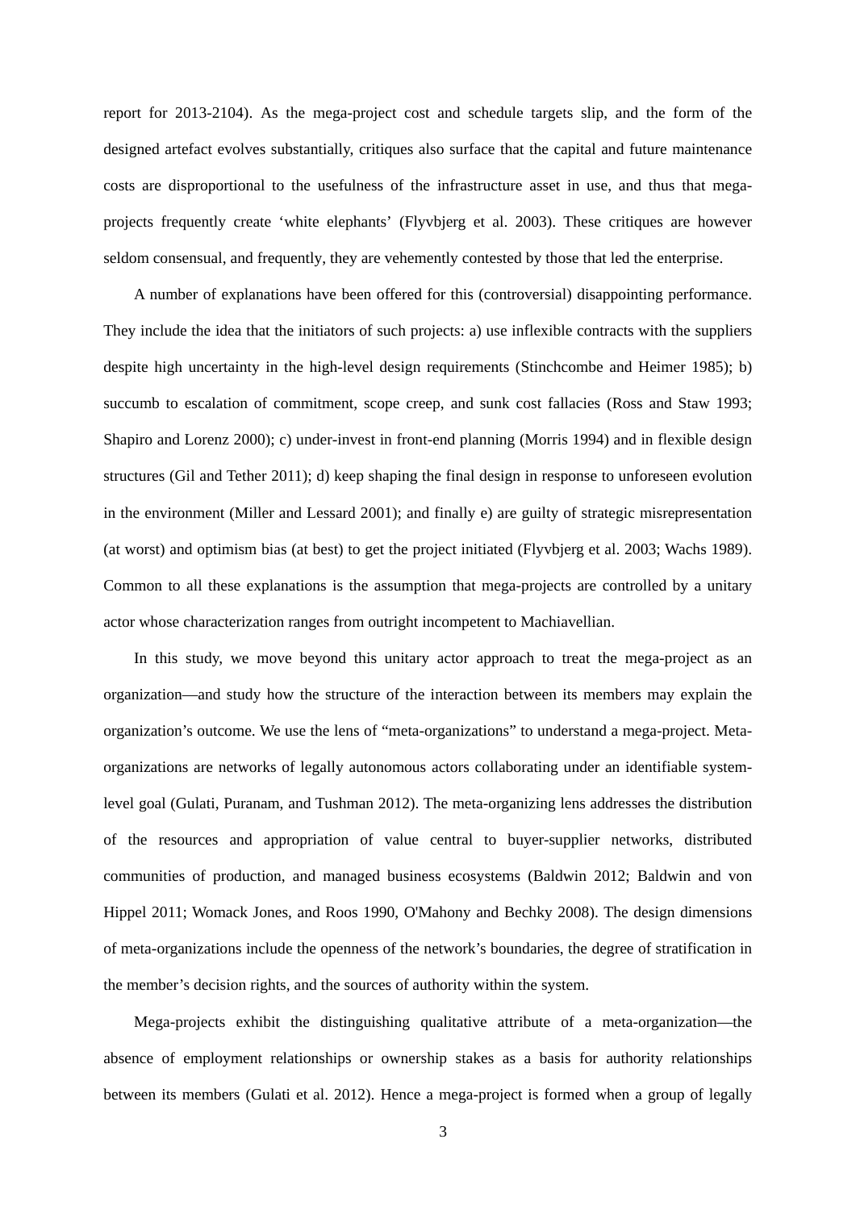report for 2013-2104). As the mega-project cost and schedule targets slip, and the form of the designed artefact evolves substantially, critiques also surface that the capital and future maintenance costs are disproportional to the usefulness of the infrastructure asset in use, and thus that mega-projects frequently create 'white elephants' (Flyvbjerg et al. 2003). These critiques are however seldom consensual, and frequently, they are vehemently contested by those that led the enterprise.

A number of explanations have been offered for this (controversial) disappointing performance. They include the idea that the initiators of such projects: a) use inflexible contracts with the suppliers despite high uncertainty in the high-level design requirements (Stinchcombe and Heimer 1985); b) succumb to escalation of commitment, scope creep, and sunk cost fallacies (Ross and Staw 1993; Shapiro and Lorenz 2000); c) under-invest in front-end planning (Morris 1994) and in flexible design structures (Gil and Tether 2011); d) keep shaping the final design in response to unforeseen evolution in the environment (Miller and Lessard 2001); and finally e) are guilty of strategic misrepresentation (at worst) and optimism bias (at best) to get the project initiated (Flyvbjerg et al. 2003; Wachs 1989). Common to all these explanations is the assumption that mega-projects are controlled by a unitary actor whose characterization ranges from outright incompetent to Machiavellian.

In this study, we move beyond this unitary actor approach to treat the mega-project as an organization—and study how the structure of the interaction between its members may explain the organization's outcome. We use the lens of "meta-organizations" to understand a mega-project. Meta-organizations are networks of legally autonomous actors collaborating under an identifiable system-level goal (Gulati, Puranam, and Tushman 2012). The meta-organizing lens addresses the distribution of the resources and appropriation of value central to buyer-supplier networks, distributed communities of production, and managed business ecosystems (Baldwin 2012; Baldwin and von Hippel 2011; Womack Jones, and Roos 1990, O'Mahony and Bechky 2008). The design dimensions of meta-organizations include the openness of the network's boundaries, the degree of stratification in the member's decision rights, and the sources of authority within the system.

Mega-projects exhibit the distinguishing qualitative attribute of a meta-organization—the absence of employment relationships or ownership stakes as a basis for authority relationships between its members (Gulati et al. 2012). Hence a mega-project is formed when a group of legally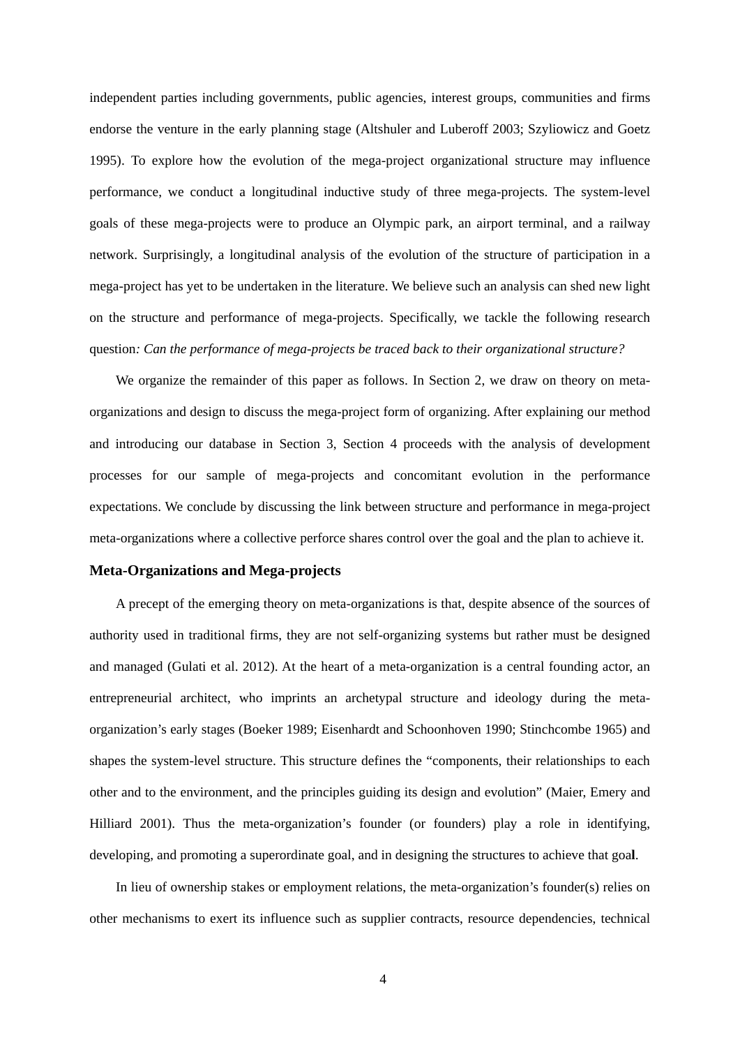independent parties including governments, public agencies, interest groups, communities and firms endorse the venture in the early planning stage (Altshuler and Luberoff 2003; Szyliowicz and Goetz 1995). To explore how the evolution of the mega-project organizational structure may influence performance, we conduct a longitudinal inductive study of three mega-projects. The system-level goals of these mega-projects were to produce an Olympic park, an airport terminal, and a railway network. Surprisingly, a longitudinal analysis of the evolution of the structure of participation in a mega-project has yet to be undertaken in the literature. We believe such an analysis can shed new light on the structure and performance of mega-projects. Specifically, we tackle the following research question*: Can the performance of mega-projects be traced back to their organizational structure?*

We organize the remainder of this paper as follows. In Section 2, we draw on theory on meta-organizations and design to discuss the mega-project form of organizing. After explaining our method and introducing our database in Section 3, Section 4 proceeds with the analysis of development processes for our sample of mega-projects and concomitant evolution in the performance expectations. We conclude by discussing the link between structure and performance in mega-project meta-organizations where a collective perforce shares control over the goal and the plan to achieve it.

## Meta-Organizations and Mega-projects

A precept of the emerging theory on meta-organizations is that, despite absence of the sources of authority used in traditional firms, they are not self-organizing systems but rather must be designed and managed (Gulati et al. 2012). At the heart of a meta-organization is a central founding actor, an entrepreneurial architect, who imprints an archetypal structure and ideology during the meta-organization's early stages (Boeker 1989; Eisenhardt and Schoonhoven 1990; Stinchcombe 1965) and shapes the system-level structure. This structure defines the "components, their relationships to each other and to the environment, and the principles guiding its design and evolution" (Maier, Emery and Hilliard 2001). Thus the meta-organization's founder (or founders) play a role in identifying, developing, and promoting a superordinate goal, and in designing the structures to achieve that goal.

In lieu of ownership stakes or employment relations, the meta-organization's founder(s) relies on other mechanisms to exert its influence such as supplier contracts, resource dependencies, technical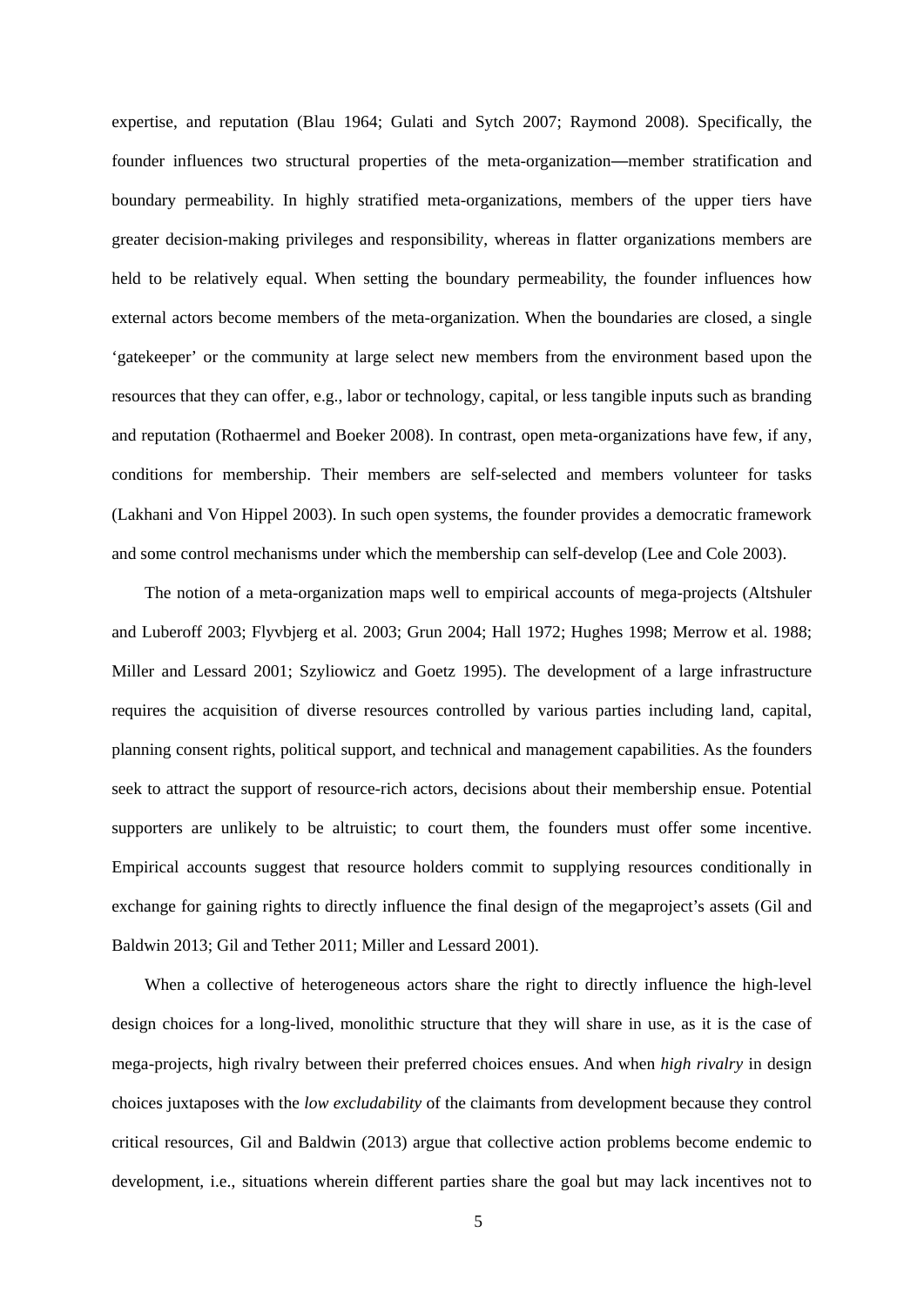expertise, and reputation (Blau 1964; Gulati and Sytch 2007; Raymond 2008). Specifically, the founder influences two structural properties of the meta-organization—member stratification and boundary permeability. In highly stratified meta-organizations, members of the upper tiers have greater decision-making privileges and responsibility, whereas in flatter organizations members are held to be relatively equal. When setting the boundary permeability, the founder influences how external actors become members of the meta-organization. When the boundaries are closed, a single 'gatekeeper' or the community at large select new members from the environment based upon the resources that they can offer, e.g., labor or technology, capital, or less tangible inputs such as branding and reputation (Rothaermel and Boeker 2008). In contrast, open meta-organizations have few, if any, conditions for membership. Their members are self-selected and members volunteer for tasks (Lakhani and Von Hippel 2003). In such open systems, the founder provides a democratic framework and some control mechanisms under which the membership can self-develop (Lee and Cole 2003).

The notion of a meta-organization maps well to empirical accounts of mega-projects (Altshuler and Luberoff 2003; Flyvbjerg et al. 2003; Grun 2004; Hall 1972; Hughes 1998; Merrow et al. 1988; Miller and Lessard 2001; Szyliowicz and Goetz 1995). The development of a large infrastructure requires the acquisition of diverse resources controlled by various parties including land, capital, planning consent rights, political support, and technical and management capabilities. As the founders seek to attract the support of resource-rich actors, decisions about their membership ensue. Potential supporters are unlikely to be altruistic; to court them, the founders must offer some incentive. Empirical accounts suggest that resource holders commit to supplying resources conditionally in exchange for gaining rights to directly influence the final design of the megaproject's assets (Gil and Baldwin 2013; Gil and Tether 2011; Miller and Lessard 2001).

When a collective of heterogeneous actors share the right to directly influence the high-level design choices for a long-lived, monolithic structure that they will share in use, as it is the case of mega-projects, high rivalry between their preferred choices ensues. And when *high rivalry* in design choices juxtaposes with the *low excludability* of the claimants from development because they control critical resources, Gil and Baldwin (2013) argue that collective action problems become endemic to development, i.e., situations wherein different parties share the goal but may lack incentives not to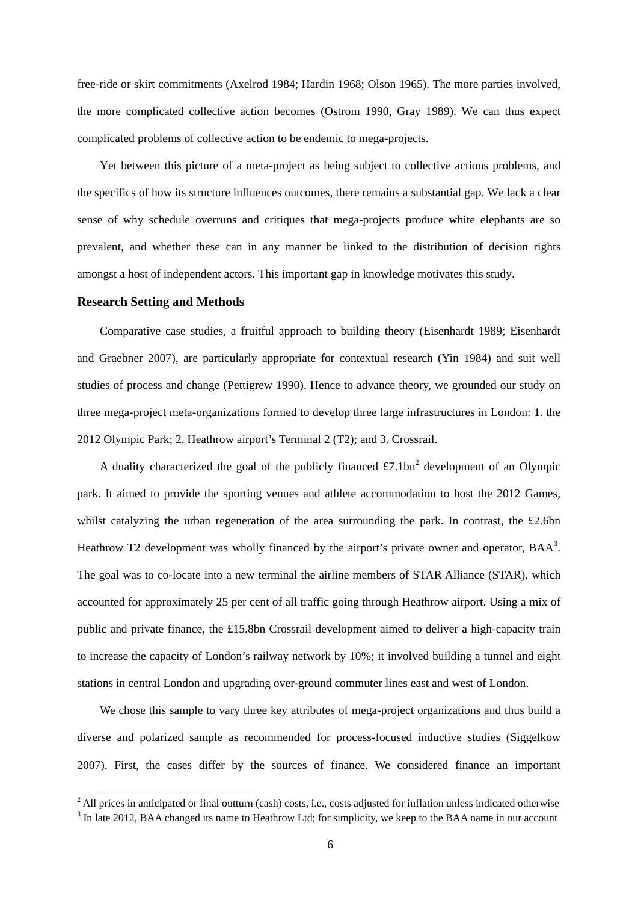free-ride or skirt commitments (Axelrod 1984; Hardin 1968; Olson 1965). The more parties involved, the more complicated collective action becomes (Ostrom 1990, Gray 1989). We can thus expect complicated problems of collective action to be endemic to mega-projects.

Yet between this picture of a meta-project as being subject to collective actions problems, and the specifics of how its structure influences outcomes, there remains a substantial gap. We lack a clear sense of why schedule overruns and critiques that mega-projects produce white elephants are so prevalent, and whether these can in any manner be linked to the distribution of decision rights amongst a host of independent actors. This important gap in knowledge motivates this study.

## Research Setting and Methods

Comparative case studies, a fruitful approach to building theory (Eisenhardt 1989; Eisenhardt and Graebner 2007), are particularly appropriate for contextual research (Yin 1984) and suit well studies of process and change (Pettigrew 1990). Hence to advance theory, we grounded our study on three mega-project meta-organizations formed to develop three large infrastructures in London: 1. the 2012 Olympic Park; 2. Heathrow airport's Terminal 2 (T2); and 3. Crossrail.

A duality characterized the goal of the publicly financed £7.1bn[2] development of an Olympic park. It aimed to provide the sporting venues and athlete accommodation to host the 2012 Games, whilst catalyzing the urban regeneration of the area surrounding the park. In contrast, the £2.6bn Heathrow T2 development was wholly financed by the airport's private owner and operator, BAA[3]. The goal was to co-locate into a new terminal the airline members of STAR Alliance (STAR), which accounted for approximately 25 per cent of all traffic going through Heathrow airport. Using a mix of public and private finance, the £15.8bn Crossrail development aimed to deliver a high-capacity train to increase the capacity of London's railway network by 10%; it involved building a tunnel and eight stations in central London and upgrading over-ground commuter lines east and west of London.

We chose this sample to vary three key attributes of mega-project organizations and thus build a diverse and polarized sample as recommended for process-focused inductive studies (Siggelkow 2007). First, the cases differ by the sources of finance. We considered finance an important

[2] All prices in anticipated or final outturn (cash) costs, i.e., costs adjusted for inflation unless indicated otherwise

[3] In late 2012, BAA changed its name to Heathrow Ltd; for simplicity, we keep to the BAA name in our account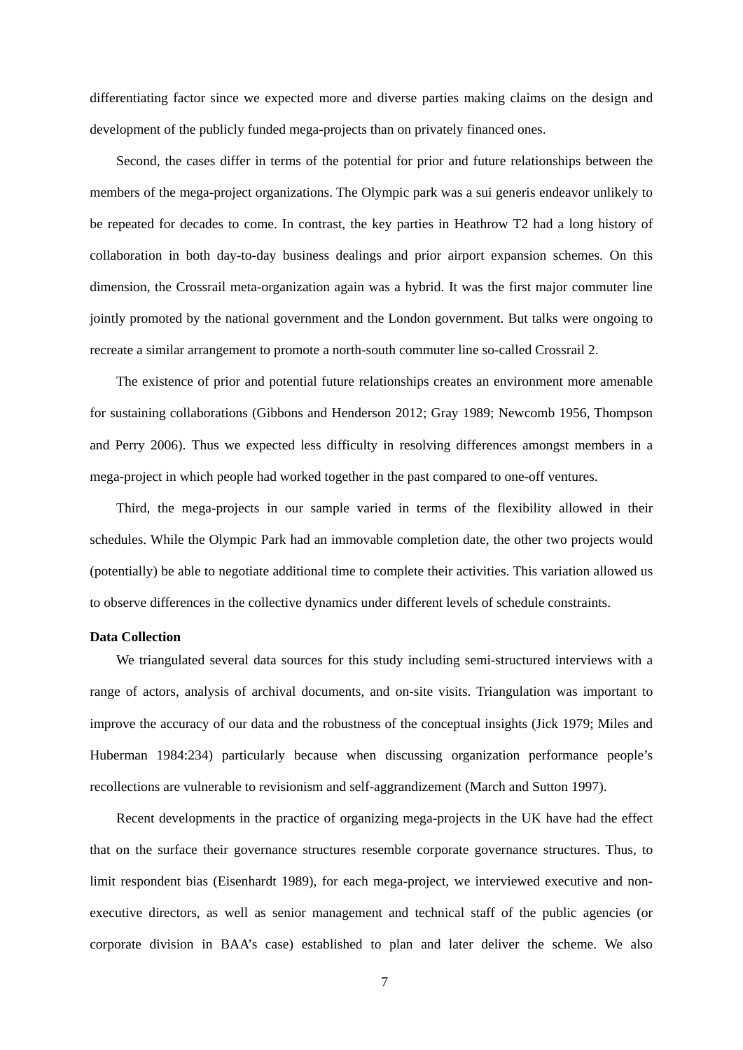differentiating factor since we expected more and diverse parties making claims on the design and development of the publicly funded mega-projects than on privately financed ones.

Second, the cases differ in terms of the potential for prior and future relationships between the members of the mega-project organizations. The Olympic park was a sui generis endeavor unlikely to be repeated for decades to come. In contrast, the key parties in Heathrow T2 had a long history of collaboration in both day-to-day business dealings and prior airport expansion schemes. On this dimension, the Crossrail meta-organization again was a hybrid. It was the first major commuter line jointly promoted by the national government and the London government. But talks were ongoing to recreate a similar arrangement to promote a north-south commuter line so-called Crossrail 2.

The existence of prior and potential future relationships creates an environment more amenable for sustaining collaborations (Gibbons and Henderson 2012; Gray 1989; Newcomb 1956, Thompson and Perry 2006). Thus we expected less difficulty in resolving differences amongst members in a mega-project in which people had worked together in the past compared to one-off ventures.

Third, the mega-projects in our sample varied in terms of the flexibility allowed in their schedules. While the Olympic Park had an immovable completion date, the other two projects would (potentially) be able to negotiate additional time to complete their activities. This variation allowed us to observe differences in the collective dynamics under different levels of schedule constraints.

**Data Collection**

We triangulated several data sources for this study including semi-structured interviews with a range of actors, analysis of archival documents, and on-site visits. Triangulation was important to improve the accuracy of our data and the robustness of the conceptual insights (Jick 1979; Miles and Huberman 1984:234) particularly because when discussing organization performance people's recollections are vulnerable to revisionism and self-aggrandizement (March and Sutton 1997).

Recent developments in the practice of organizing mega-projects in the UK have had the effect that on the surface their governance structures resemble corporate governance structures. Thus, to limit respondent bias (Eisenhardt 1989), for each mega-project, we interviewed executive and non-executive directors, as well as senior management and technical staff of the public agencies (or corporate division in BAA's case) established to plan and later deliver the scheme. We also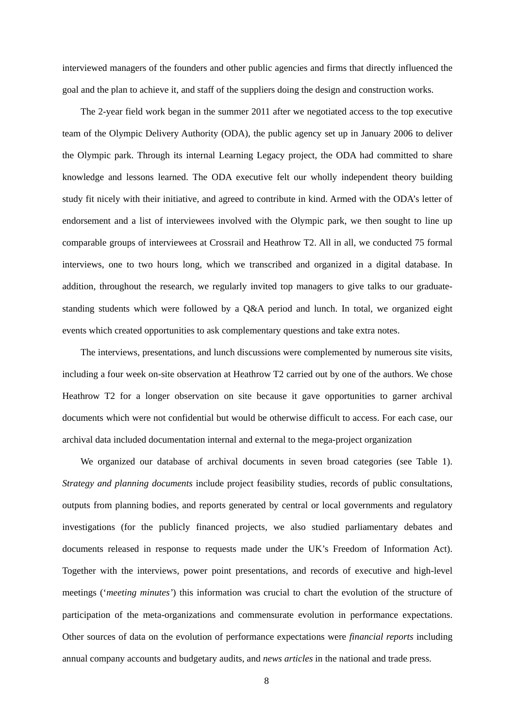interviewed managers of the founders and other public agencies and firms that directly influenced the goal and the plan to achieve it, and staff of the suppliers doing the design and construction works.

The 2-year field work began in the summer 2011 after we negotiated access to the top executive team of the Olympic Delivery Authority (ODA), the public agency set up in January 2006 to deliver the Olympic park. Through its internal Learning Legacy project, the ODA had committed to share knowledge and lessons learned. The ODA executive felt our wholly independent theory building study fit nicely with their initiative, and agreed to contribute in kind. Armed with the ODA's letter of endorsement and a list of interviewees involved with the Olympic park, we then sought to line up comparable groups of interviewees at Crossrail and Heathrow T2. All in all, we conducted 75 formal interviews, one to two hours long, which we transcribed and organized in a digital database. In addition, throughout the research, we regularly invited top managers to give talks to our graduate-standing students which were followed by a Q&A period and lunch. In total, we organized eight events which created opportunities to ask complementary questions and take extra notes.

The interviews, presentations, and lunch discussions were complemented by numerous site visits, including a four week on-site observation at Heathrow T2 carried out by one of the authors. We chose Heathrow T2 for a longer observation on site because it gave opportunities to garner archival documents which were not confidential but would be otherwise difficult to access. For each case, our archival data included documentation internal and external to the mega-project organization

We organized our database of archival documents in seven broad categories (see Table 1). *Strategy and planning documents* include project feasibility studies, records of public consultations, outputs from planning bodies, and reports generated by central or local governments and regulatory investigations (for the publicly financed projects, we also studied parliamentary debates and documents released in response to requests made under the UK's Freedom of Information Act). Together with the interviews, power point presentations, and records of executive and high-level meetings ('*meeting minutes*') this information was crucial to chart the evolution of the structure of participation of the meta-organizations and commensurate evolution in performance expectations. Other sources of data on the evolution of performance expectations were *financial reports* including annual company accounts and budgetary audits, and *news articles* in the national and trade press.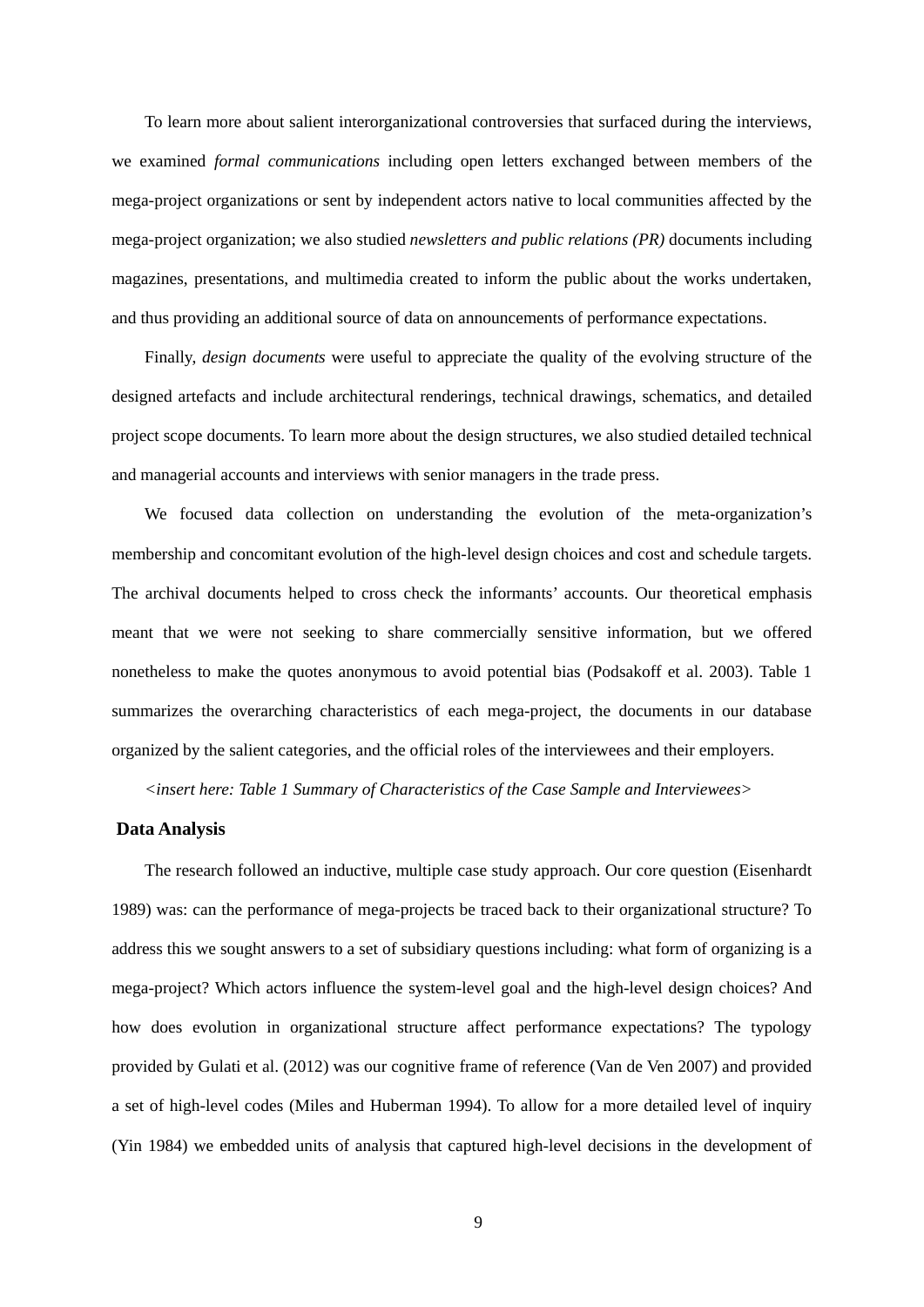To learn more about salient interorganizational controversies that surfaced during the interviews, we examined *formal communications* including open letters exchanged between members of the mega-project organizations or sent by independent actors native to local communities affected by the mega-project organization; we also studied *newsletters and public relations (PR)* documents including magazines, presentations, and multimedia created to inform the public about the works undertaken, and thus providing an additional source of data on announcements of performance expectations.

Finally, *design documents* were useful to appreciate the quality of the evolving structure of the designed artefacts and include architectural renderings, technical drawings, schematics, and detailed project scope documents. To learn more about the design structures, we also studied detailed technical and managerial accounts and interviews with senior managers in the trade press.

We focused data collection on understanding the evolution of the meta-organization's membership and concomitant evolution of the high-level design choices and cost and schedule targets. The archival documents helped to cross check the informants' accounts. Our theoretical emphasis meant that we were not seeking to share commercially sensitive information, but we offered nonetheless to make the quotes anonymous to avoid potential bias (Podsakoff et al. 2003). Table 1 summarizes the overarching characteristics of each mega-project, the documents in our database organized by the salient categories, and the official roles of the interviewees and their employers.

*<insert here: Table 1 Summary of Characteristics of the Case Sample and Interviewees>*

## Data Analysis

The research followed an inductive, multiple case study approach. Our core question (Eisenhardt 1989) was: can the performance of mega-projects be traced back to their organizational structure? To address this we sought answers to a set of subsidiary questions including: what form of organizing is a mega-project? Which actors influence the system-level goal and the high-level design choices? And how does evolution in organizational structure affect performance expectations? The typology provided by Gulati et al. (2012) was our cognitive frame of reference (Van de Ven 2007) and provided a set of high-level codes (Miles and Huberman 1994). To allow for a more detailed level of inquiry (Yin 1984) we embedded units of analysis that captured high-level decisions in the development of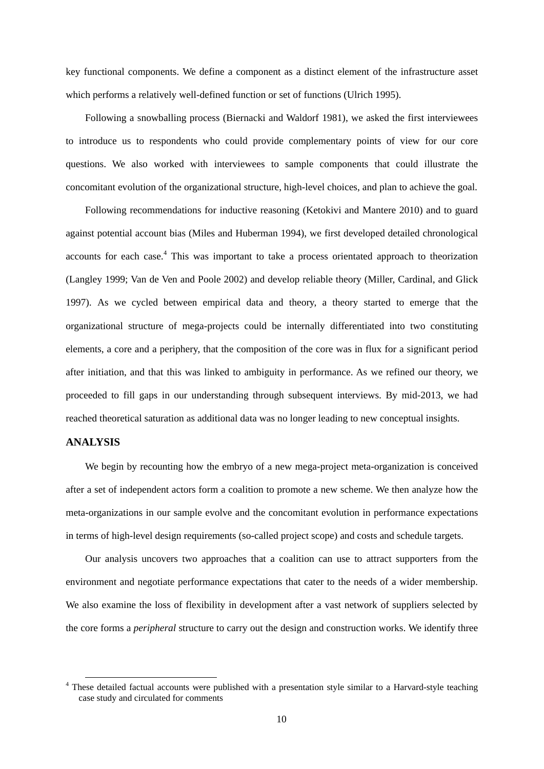key functional components. We define a component as a distinct element of the infrastructure asset which performs a relatively well-defined function or set of functions (Ulrich 1995).

Following a snowballing process (Biernacki and Waldorf 1981), we asked the first interviewees to introduce us to respondents who could provide complementary points of view for our core questions. We also worked with interviewees to sample components that could illustrate the concomitant evolution of the organizational structure, high-level choices, and plan to achieve the goal.

Following recommendations for inductive reasoning (Ketokivi and Mantere 2010) and to guard against potential account bias (Miles and Huberman 1994), we first developed detailed chronological accounts for each case.[4] This was important to take a process orientated approach to theorization (Langley 1999; Van de Ven and Poole 2002) and develop reliable theory (Miller, Cardinal, and Glick 1997). As we cycled between empirical data and theory, a theory started to emerge that the organizational structure of mega-projects could be internally differentiated into two constituting elements, a core and a periphery, that the composition of the core was in flux for a significant period after initiation, and that this was linked to ambiguity in performance. As we refined our theory, we proceeded to fill gaps in our understanding through subsequent interviews. By mid-2013, we had reached theoretical saturation as additional data was no longer leading to new conceptual insights.

## ANALYSIS

We begin by recounting how the embryo of a new mega-project meta-organization is conceived after a set of independent actors form a coalition to promote a new scheme. We then analyze how the meta-organizations in our sample evolve and the concomitant evolution in performance expectations in terms of high-level design requirements (so-called project scope) and costs and schedule targets.

Our analysis uncovers two approaches that a coalition can use to attract supporters from the environment and negotiate performance expectations that cater to the needs of a wider membership. We also examine the loss of flexibility in development after a vast network of suppliers selected by the core forms a *peripheral* structure to carry out the design and construction works. We identify three

[4] These detailed factual accounts were published with a presentation style similar to a Harvard-style teaching case study and circulated for comments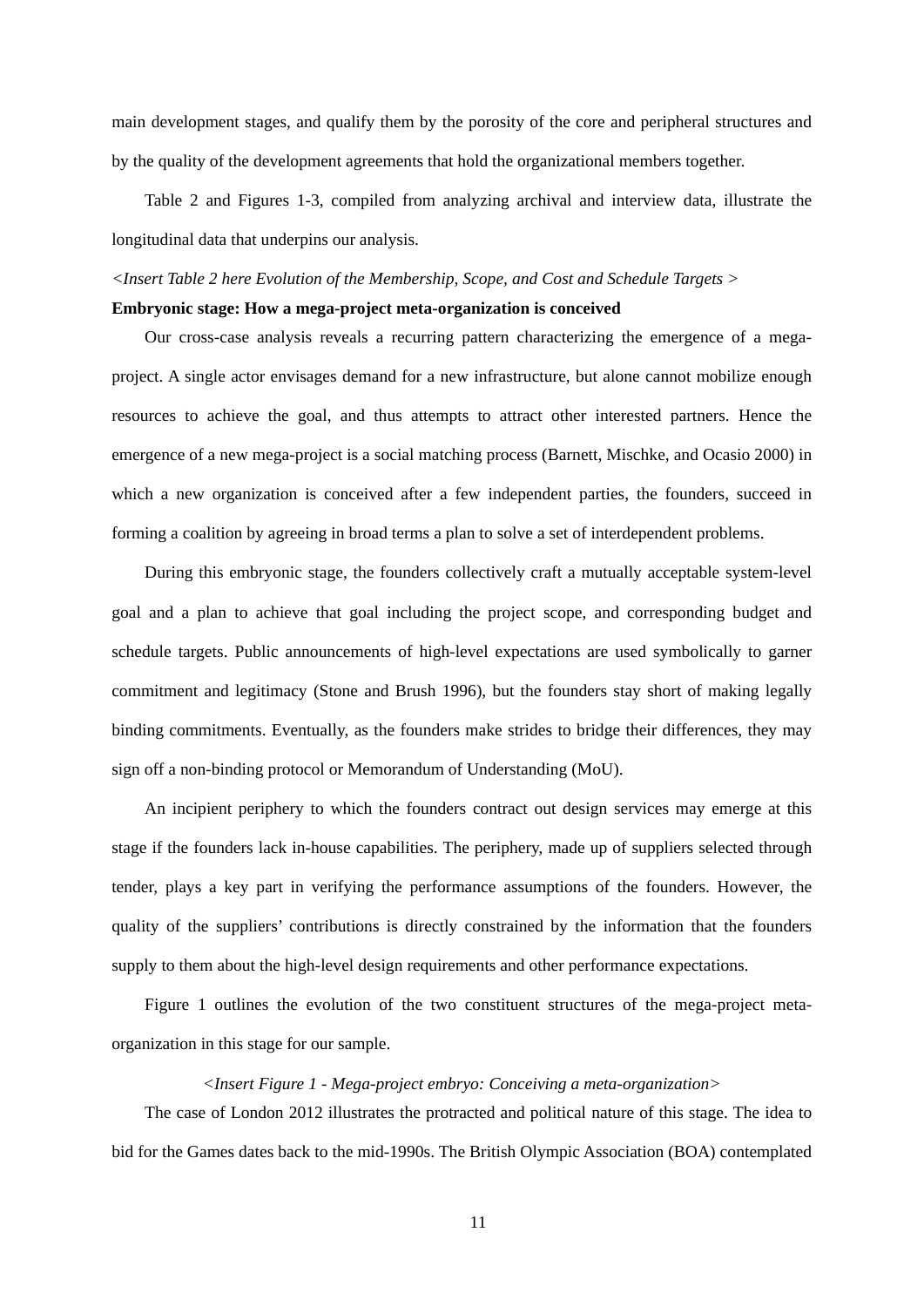main development stages, and qualify them by the porosity of the core and peripheral structures and by the quality of the development agreements that hold the organizational members together.

Table 2 and Figures 1-3, compiled from analyzing archival and interview data, illustrate the longitudinal data that underpins our analysis.

*<Insert Table 2 here Evolution of the Membership, Scope, and Cost and Schedule Targets >*

**Embryonic stage: How a mega-project meta-organization is conceived**

Our cross-case analysis reveals a recurring pattern characterizing the emergence of a mega-project. A single actor envisages demand for a new infrastructure, but alone cannot mobilize enough resources to achieve the goal, and thus attempts to attract other interested partners. Hence the emergence of a new mega-project is a social matching process (Barnett, Mischke, and Ocasio 2000) in which a new organization is conceived after a few independent parties, the founders, succeed in forming a coalition by agreeing in broad terms a plan to solve a set of interdependent problems.

During this embryonic stage, the founders collectively craft a mutually acceptable system-level goal and a plan to achieve that goal including the project scope, and corresponding budget and schedule targets. Public announcements of high-level expectations are used symbolically to garner commitment and legitimacy (Stone and Brush 1996), but the founders stay short of making legally binding commitments. Eventually, as the founders make strides to bridge their differences, they may sign off a non-binding protocol or Memorandum of Understanding (MoU).

An incipient periphery to which the founders contract out design services may emerge at this stage if the founders lack in-house capabilities. The periphery, made up of suppliers selected through tender, plays a key part in verifying the performance assumptions of the founders. However, the quality of the suppliers' contributions is directly constrained by the information that the founders supply to them about the high-level design requirements and other performance expectations.

Figure 1 outlines the evolution of the two constituent structures of the mega-project meta-organization in this stage for our sample.

*<Insert Figure 1 - Mega-project embryo: Conceiving a meta-organization>*

The case of London 2012 illustrates the protracted and political nature of this stage. The idea to bid for the Games dates back to the mid-1990s. The British Olympic Association (BOA) contemplated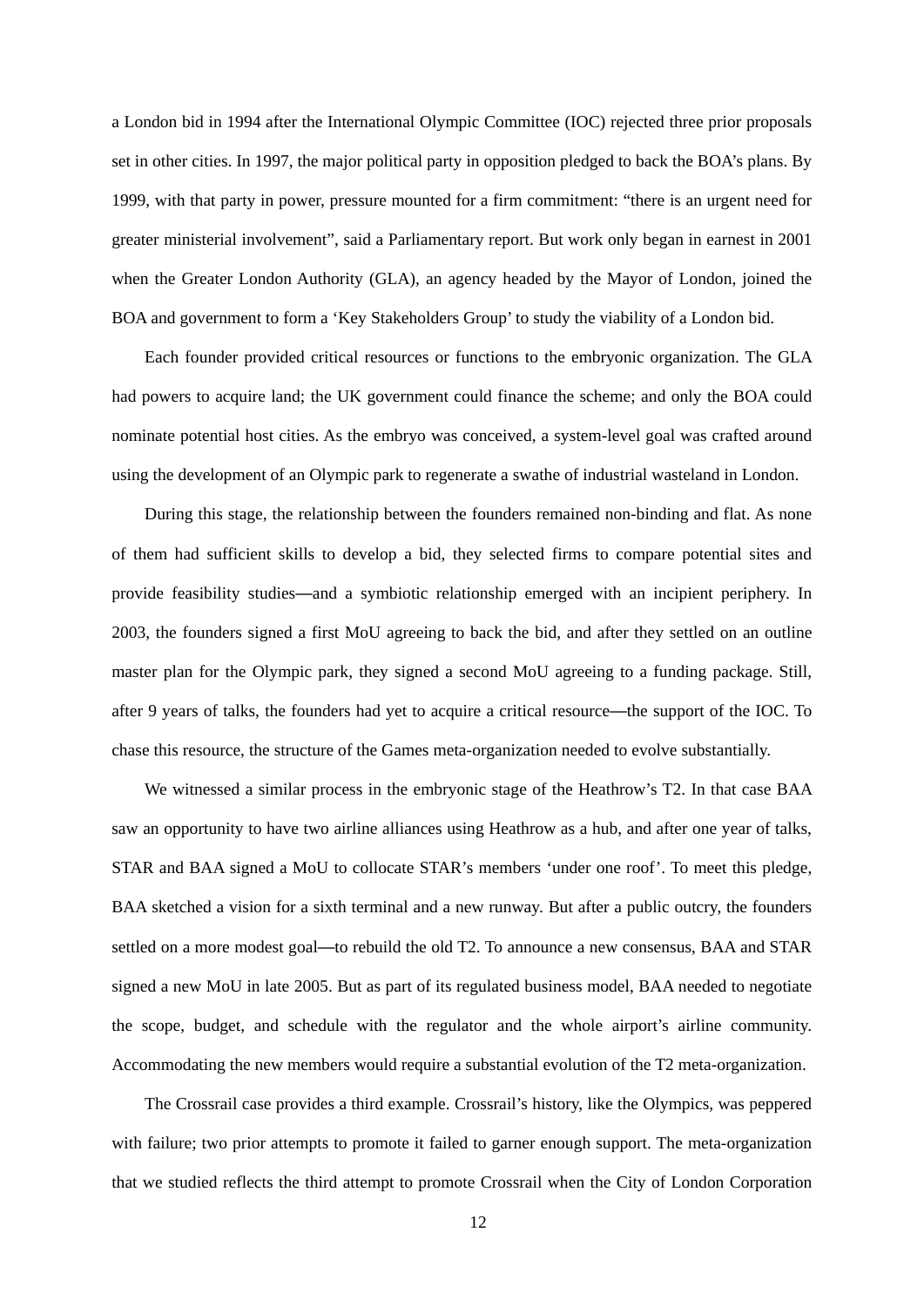a London bid in 1994 after the International Olympic Committee (IOC) rejected three prior proposals set in other cities. In 1997, the major political party in opposition pledged to back the BOA's plans. By 1999, with that party in power, pressure mounted for a firm commitment: "there is an urgent need for greater ministerial involvement", said a Parliamentary report. But work only began in earnest in 2001 when the Greater London Authority (GLA), an agency headed by the Mayor of London, joined the BOA and government to form a 'Key Stakeholders Group' to study the viability of a London bid.

Each founder provided critical resources or functions to the embryonic organization. The GLA had powers to acquire land; the UK government could finance the scheme; and only the BOA could nominate potential host cities. As the embryo was conceived, a system-level goal was crafted around using the development of an Olympic park to regenerate a swathe of industrial wasteland in London.

During this stage, the relationship between the founders remained non-binding and flat. As none of them had sufficient skills to develop a bid, they selected firms to compare potential sites and provide feasibility studies—and a symbiotic relationship emerged with an incipient periphery. In 2003, the founders signed a first MoU agreeing to back the bid, and after they settled on an outline master plan for the Olympic park, they signed a second MoU agreeing to a funding package. Still, after 9 years of talks, the founders had yet to acquire a critical resource—the support of the IOC. To chase this resource, the structure of the Games meta-organization needed to evolve substantially.

We witnessed a similar process in the embryonic stage of the Heathrow's T2. In that case BAA saw an opportunity to have two airline alliances using Heathrow as a hub, and after one year of talks, STAR and BAA signed a MoU to collocate STAR's members 'under one roof'. To meet this pledge, BAA sketched a vision for a sixth terminal and a new runway. But after a public outcry, the founders settled on a more modest goal—to rebuild the old T2. To announce a new consensus, BAA and STAR signed a new MoU in late 2005. But as part of its regulated business model, BAA needed to negotiate the scope, budget, and schedule with the regulator and the whole airport's airline community. Accommodating the new members would require a substantial evolution of the T2 meta-organization.

The Crossrail case provides a third example. Crossrail's history, like the Olympics, was peppered with failure; two prior attempts to promote it failed to garner enough support. The meta-organization that we studied reflects the third attempt to promote Crossrail when the City of London Corporation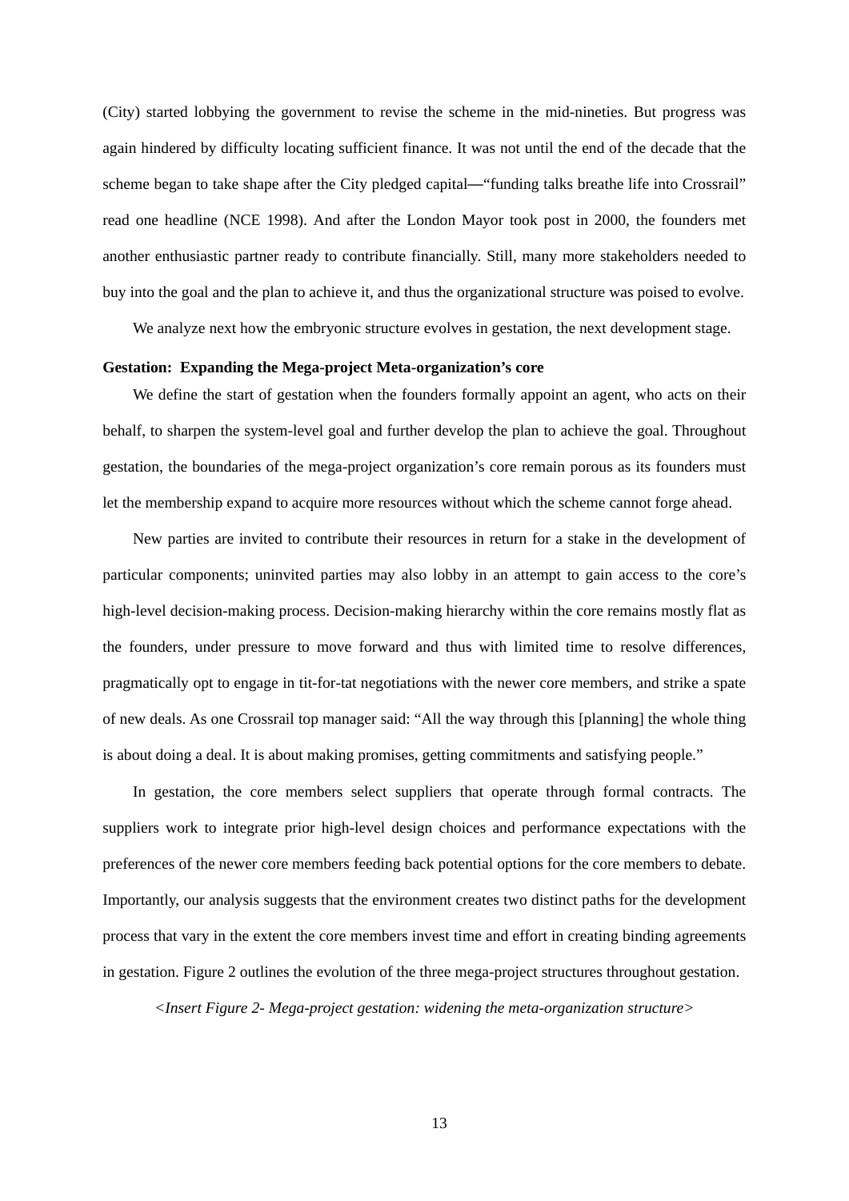(City) started lobbying the government to revise the scheme in the mid-nineties. But progress was again hindered by difficulty locating sufficient finance. It was not until the end of the decade that the scheme began to take shape after the City pledged capital—“funding talks breathe life into Crossrail” read one headline (NCE 1998). And after the London Mayor took post in 2000, the founders met another enthusiastic partner ready to contribute financially. Still, many more stakeholders needed to buy into the goal and the plan to achieve it, and thus the organizational structure was poised to evolve.

We analyze next how the embryonic structure evolves in gestation, the next development stage.

**Gestation: Expanding the Mega-project Meta-organization's core**

We define the start of gestation when the founders formally appoint an agent, who acts on their behalf, to sharpen the system-level goal and further develop the plan to achieve the goal. Throughout gestation, the boundaries of the mega-project organization's core remain porous as its founders must let the membership expand to acquire more resources without which the scheme cannot forge ahead.

New parties are invited to contribute their resources in return for a stake in the development of particular components; uninvited parties may also lobby in an attempt to gain access to the core's high-level decision-making process. Decision-making hierarchy within the core remains mostly flat as the founders, under pressure to move forward and thus with limited time to resolve differences, pragmatically opt to engage in tit-for-tat negotiations with the newer core members, and strike a spate of new deals. As one Crossrail top manager said: “All the way through this [planning] the whole thing is about doing a deal. It is about making promises, getting commitments and satisfying people.”

In gestation, the core members select suppliers that operate through formal contracts. The suppliers work to integrate prior high-level design choices and performance expectations with the preferences of the newer core members feeding back potential options for the core members to debate. Importantly, our analysis suggests that the environment creates two distinct paths for the development process that vary in the extent the core members invest time and effort in creating binding agreements in gestation. Figure 2 outlines the evolution of the three mega-project structures throughout gestation.

*<Insert Figure 2- Mega-project gestation: widening the meta-organization structure>*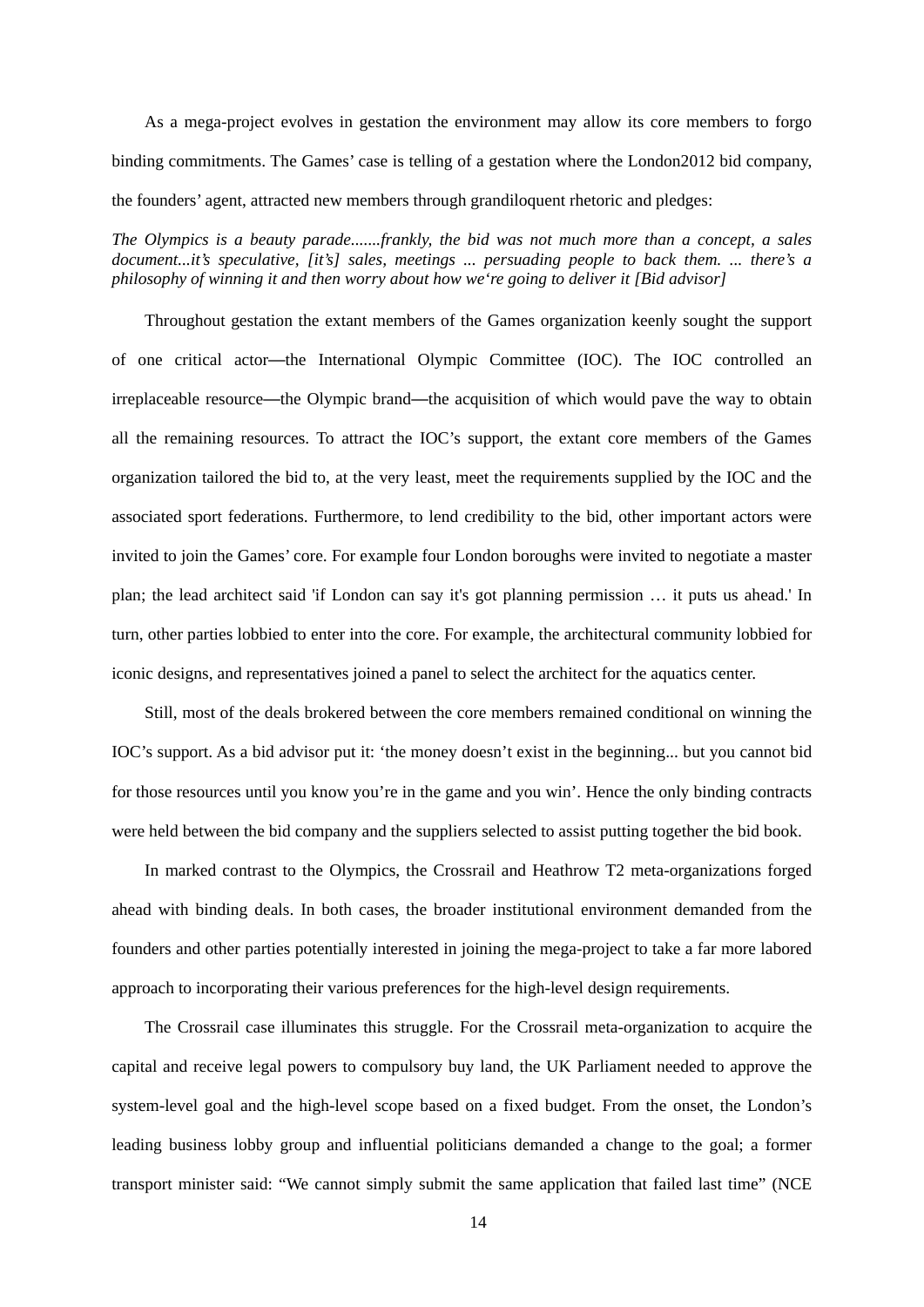As a mega-project evolves in gestation the environment may allow its core members to forgo binding commitments. The Games' case is telling of a gestation where the London2012 bid company, the founders' agent, attracted new members through grandiloquent rhetoric and pledges:

*The Olympics is a beauty parade.......frankly, the bid was not much more than a concept, a sales document...it's speculative, [it's] sales, meetings ... persuading people to back them. ... there's a philosophy of winning it and then worry about how we're going to deliver it [Bid advisor]*

Throughout gestation the extant members of the Games organization keenly sought the support of one critical actor—the International Olympic Committee (IOC). The IOC controlled an irreplaceable resource—the Olympic brand—the acquisition of which would pave the way to obtain all the remaining resources. To attract the IOC's support, the extant core members of the Games organization tailored the bid to, at the very least, meet the requirements supplied by the IOC and the associated sport federations. Furthermore, to lend credibility to the bid, other important actors were invited to join the Games' core. For example four London boroughs were invited to negotiate a master plan; the lead architect said 'if London can say it's got planning permission … it puts us ahead.' In turn, other parties lobbied to enter into the core. For example, the architectural community lobbied for iconic designs, and representatives joined a panel to select the architect for the aquatics center.

Still, most of the deals brokered between the core members remained conditional on winning the IOC's support. As a bid advisor put it: 'the money doesn't exist in the beginning... but you cannot bid for those resources until you know you're in the game and you win'. Hence the only binding contracts were held between the bid company and the suppliers selected to assist putting together the bid book.

In marked contrast to the Olympics, the Crossrail and Heathrow T2 meta-organizations forged ahead with binding deals. In both cases, the broader institutional environment demanded from the founders and other parties potentially interested in joining the mega-project to take a far more labored approach to incorporating their various preferences for the high-level design requirements.

The Crossrail case illuminates this struggle. For the Crossrail meta-organization to acquire the capital and receive legal powers to compulsory buy land, the UK Parliament needed to approve the system-level goal and the high-level scope based on a fixed budget. From the onset, the London's leading business lobby group and influential politicians demanded a change to the goal; a former transport minister said: "We cannot simply submit the same application that failed last time" (NCE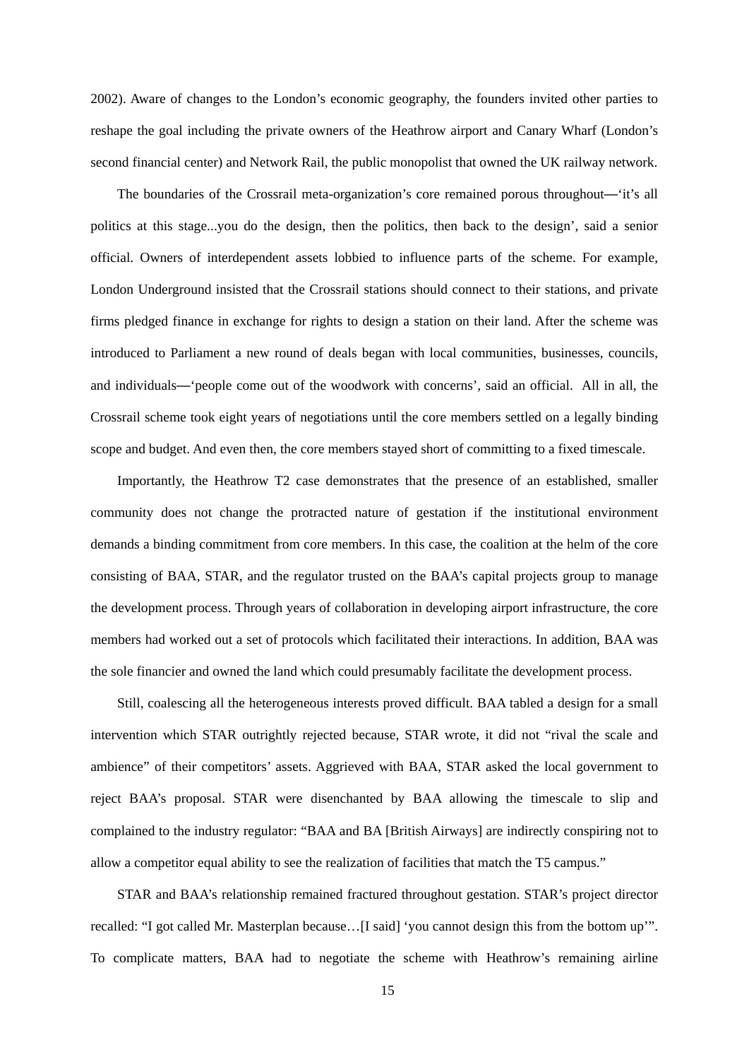2002). Aware of changes to the London's economic geography, the founders invited other parties to reshape the goal including the private owners of the Heathrow airport and Canary Wharf (London's second financial center) and Network Rail, the public monopolist that owned the UK railway network.

The boundaries of the Crossrail meta-organization's core remained porous throughout—'it's all politics at this stage...you do the design, then the politics, then back to the design', said a senior official. Owners of interdependent assets lobbied to influence parts of the scheme. For example, London Underground insisted that the Crossrail stations should connect to their stations, and private firms pledged finance in exchange for rights to design a station on their land. After the scheme was introduced to Parliament a new round of deals began with local communities, businesses, councils, and individuals—'people come out of the woodwork with concerns', said an official. All in all, the Crossrail scheme took eight years of negotiations until the core members settled on a legally binding scope and budget. And even then, the core members stayed short of committing to a fixed timescale.

Importantly, the Heathrow T2 case demonstrates that the presence of an established, smaller community does not change the protracted nature of gestation if the institutional environment demands a binding commitment from core members. In this case, the coalition at the helm of the core consisting of BAA, STAR, and the regulator trusted on the BAA's capital projects group to manage the development process. Through years of collaboration in developing airport infrastructure, the core members had worked out a set of protocols which facilitated their interactions. In addition, BAA was the sole financier and owned the land which could presumably facilitate the development process.

Still, coalescing all the heterogeneous interests proved difficult. BAA tabled a design for a small intervention which STAR outrightly rejected because, STAR wrote, it did not "rival the scale and ambience" of their competitors' assets. Aggrieved with BAA, STAR asked the local government to reject BAA's proposal. STAR were disenchanted by BAA allowing the timescale to slip and complained to the industry regulator: "BAA and BA [British Airways] are indirectly conspiring not to allow a competitor equal ability to see the realization of facilities that match the T5 campus."

STAR and BAA's relationship remained fractured throughout gestation. STAR's project director recalled: "I got called Mr. Masterplan because…[I said] 'you cannot design this from the bottom up'". To complicate matters, BAA had to negotiate the scheme with Heathrow's remaining airline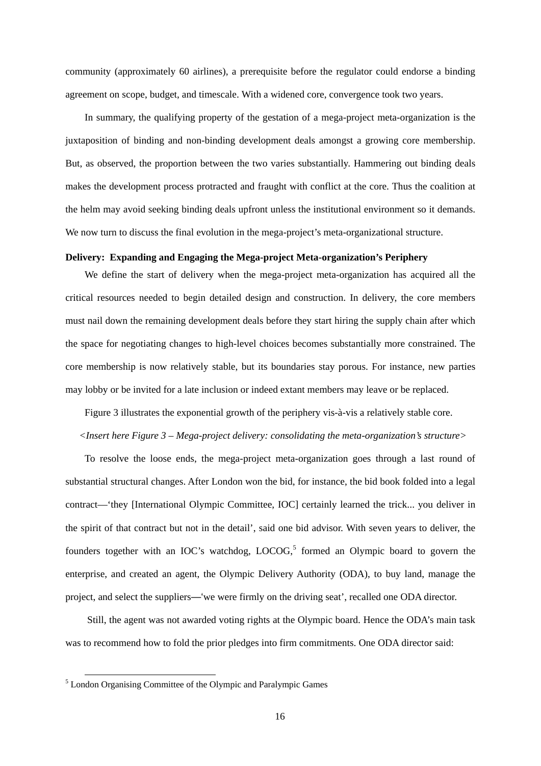community (approximately 60 airlines), a prerequisite before the regulator could endorse a binding agreement on scope, budget, and timescale. With a widened core, convergence took two years.

In summary, the qualifying property of the gestation of a mega-project meta-organization is the juxtaposition of binding and non-binding development deals amongst a growing core membership. But, as observed, the proportion between the two varies substantially. Hammering out binding deals makes the development process protracted and fraught with conflict at the core. Thus the coalition at the helm may avoid seeking binding deals upfront unless the institutional environment so it demands. We now turn to discuss the final evolution in the mega-project's meta-organizational structure.

**Delivery: Expanding and Engaging the Mega-project Meta-organization's Periphery**

We define the start of delivery when the mega-project meta-organization has acquired all the critical resources needed to begin detailed design and construction. In delivery, the core members must nail down the remaining development deals before they start hiring the supply chain after which the space for negotiating changes to high-level choices becomes substantially more constrained. The core membership is now relatively stable, but its boundaries stay porous. For instance, new parties may lobby or be invited for a late inclusion or indeed extant members may leave or be replaced.

Figure 3 illustrates the exponential growth of the periphery vis-à-vis a relatively stable core.

*<Insert here Figure 3 – Mega-project delivery: consolidating the meta-organization's structure>*

To resolve the loose ends, the mega-project meta-organization goes through a last round of substantial structural changes. After London won the bid, for instance, the bid book folded into a legal contract—'they [International Olympic Committee, IOC] certainly learned the trick... you deliver in the spirit of that contract but not in the detail', said one bid advisor. With seven years to deliver, the founders together with an IOC's watchdog, LOCOG,[5] formed an Olympic board to govern the enterprise, and created an agent, the Olympic Delivery Authority (ODA), to buy land, manage the project, and select the suppliers—'we were firmly on the driving seat', recalled one ODA director.

Still, the agent was not awarded voting rights at the Olympic board. Hence the ODA's main task was to recommend how to fold the prior pledges into firm commitments. One ODA director said:

[5] London Organising Committee of the Olympic and Paralympic Games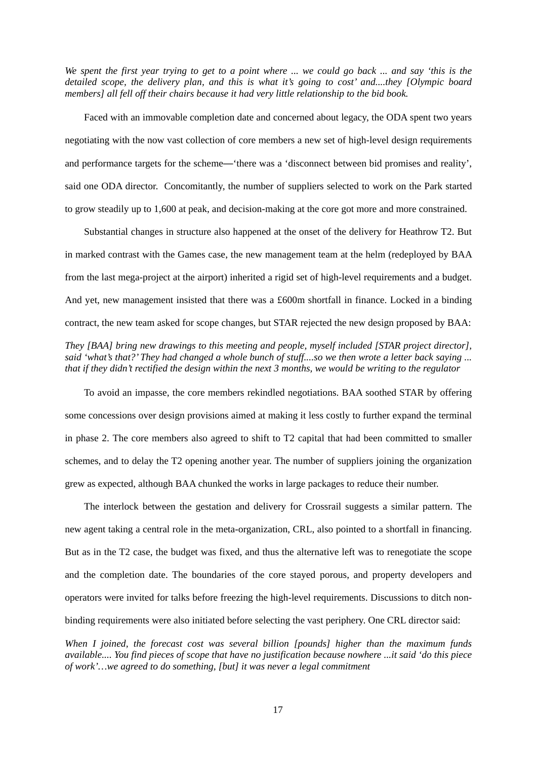*We spent the first year trying to get to a point where ... we could go back ... and say 'this is the detailed scope, the delivery plan, and this is what it's going to cost' and....they [Olympic board members] all fell off their chairs because it had very little relationship to the bid book.*

Faced with an immovable completion date and concerned about legacy, the ODA spent two years negotiating with the now vast collection of core members a new set of high-level design requirements and performance targets for the scheme—'there was a 'disconnect between bid promises and reality', said one ODA director. Concomitantly, the number of suppliers selected to work on the Park started to grow steadily up to 1,600 at peak, and decision-making at the core got more and more constrained.

Substantial changes in structure also happened at the onset of the delivery for Heathrow T2. But in marked contrast with the Games case, the new management team at the helm (redeployed by BAA from the last mega-project at the airport) inherited a rigid set of high-level requirements and a budget. And yet, new management insisted that there was a £600m shortfall in finance. Locked in a binding contract, the new team asked for scope changes, but STAR rejected the new design proposed by BAA:

*They [BAA] bring new drawings to this meeting and people, myself included [STAR project director], said 'what's that?' They had changed a whole bunch of stuff....so we then wrote a letter back saying ... that if they didn't rectified the design within the next 3 months, we would be writing to the regulator*

To avoid an impasse, the core members rekindled negotiations. BAA soothed STAR by offering some concessions over design provisions aimed at making it less costly to further expand the terminal in phase 2. The core members also agreed to shift to T2 capital that had been committed to smaller schemes, and to delay the T2 opening another year. The number of suppliers joining the organization grew as expected, although BAA chunked the works in large packages to reduce their number.

The interlock between the gestation and delivery for Crossrail suggests a similar pattern. The new agent taking a central role in the meta-organization, CRL, also pointed to a shortfall in financing. But as in the T2 case, the budget was fixed, and thus the alternative left was to renegotiate the scope and the completion date. The boundaries of the core stayed porous, and property developers and operators were invited for talks before freezing the high-level requirements. Discussions to ditch non-binding requirements were also initiated before selecting the vast periphery. One CRL director said:

*When I joined, the forecast cost was several billion [pounds] higher than the maximum funds available.... You find pieces of scope that have no justification because nowhere ...it said 'do this piece of work'…we agreed to do something, [but] it was never a legal commitment*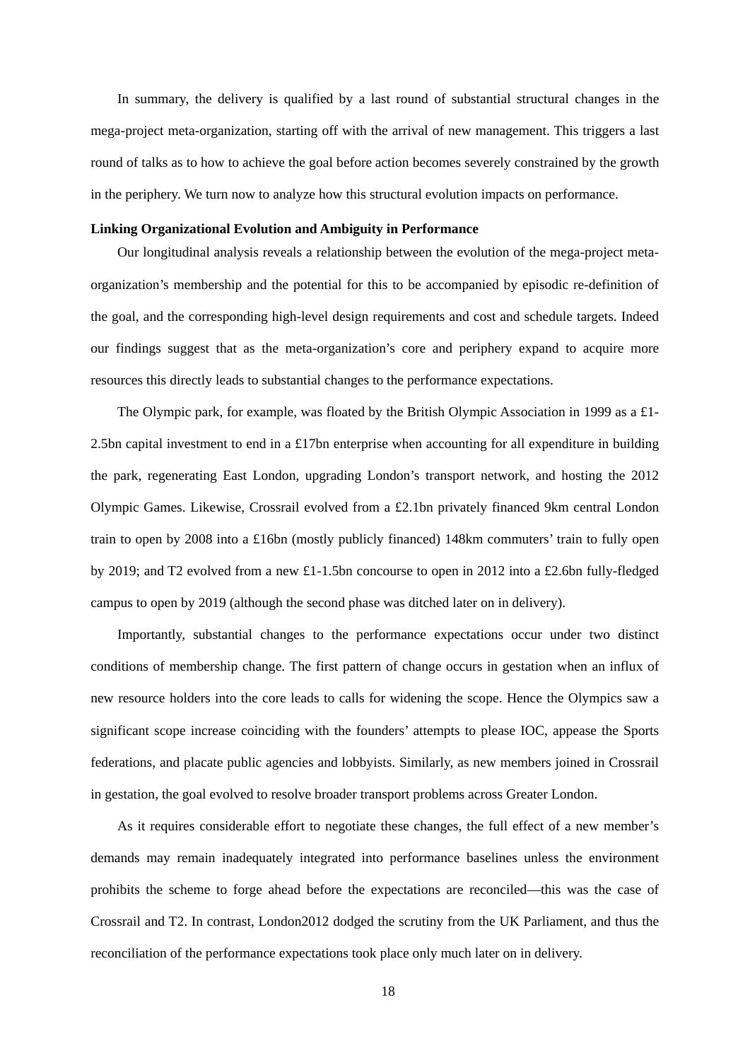In summary, the delivery is qualified by a last round of substantial structural changes in the mega-project meta-organization, starting off with the arrival of new management. This triggers a last round of talks as to how to achieve the goal before action becomes severely constrained by the growth in the periphery. We turn now to analyze how this structural evolution impacts on performance.

**Linking Organizational Evolution and Ambiguity in Performance**

Our longitudinal analysis reveals a relationship between the evolution of the mega-project meta-organization's membership and the potential for this to be accompanied by episodic re-definition of the goal, and the corresponding high-level design requirements and cost and schedule targets. Indeed our findings suggest that as the meta-organization's core and periphery expand to acquire more resources this directly leads to substantial changes to the performance expectations.

The Olympic park, for example, was floated by the British Olympic Association in 1999 as a £1-2.5bn capital investment to end in a £17bn enterprise when accounting for all expenditure in building the park, regenerating East London, upgrading London's transport network, and hosting the 2012 Olympic Games. Likewise, Crossrail evolved from a £2.1bn privately financed 9km central London train to open by 2008 into a £16bn (mostly publicly financed) 148km commuters' train to fully open by 2019; and T2 evolved from a new £1-1.5bn concourse to open in 2012 into a £2.6bn fully-fledged campus to open by 2019 (although the second phase was ditched later on in delivery).

Importantly, substantial changes to the performance expectations occur under two distinct conditions of membership change. The first pattern of change occurs in gestation when an influx of new resource holders into the core leads to calls for widening the scope. Hence the Olympics saw a significant scope increase coinciding with the founders' attempts to please IOC, appease the Sports federations, and placate public agencies and lobbyists. Similarly, as new members joined in Crossrail in gestation, the goal evolved to resolve broader transport problems across Greater London.

As it requires considerable effort to negotiate these changes, the full effect of a new member's demands may remain inadequately integrated into performance baselines unless the environment prohibits the scheme to forge ahead before the expectations are reconciled—this was the case of Crossrail and T2. In contrast, London2012 dodged the scrutiny from the UK Parliament, and thus the reconciliation of the performance expectations took place only much later on in delivery.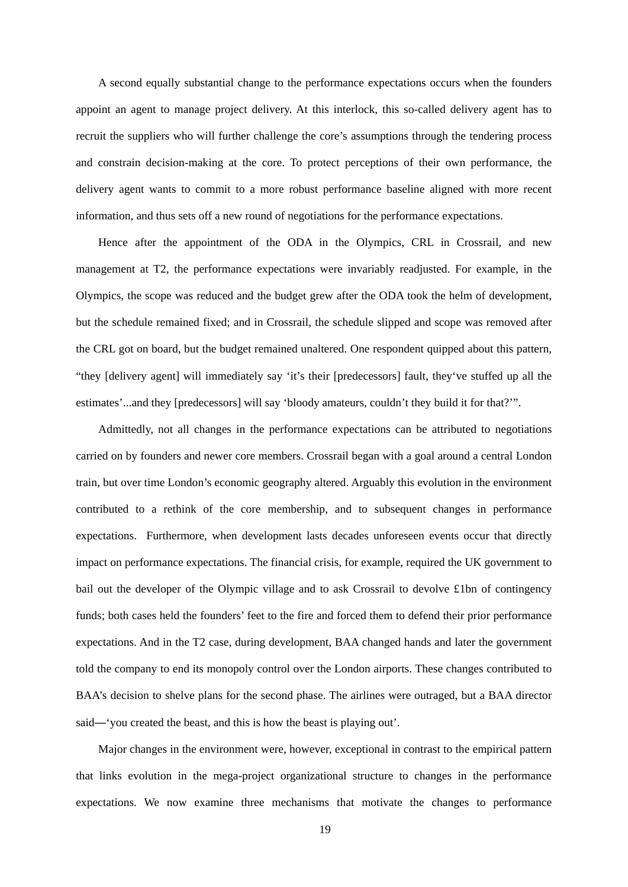A second equally substantial change to the performance expectations occurs when the founders appoint an agent to manage project delivery. At this interlock, this so-called delivery agent has to recruit the suppliers who will further challenge the core's assumptions through the tendering process and constrain decision-making at the core. To protect perceptions of their own performance, the delivery agent wants to commit to a more robust performance baseline aligned with more recent information, and thus sets off a new round of negotiations for the performance expectations.

Hence after the appointment of the ODA in the Olympics, CRL in Crossrail, and new management at T2, the performance expectations were invariably readjusted. For example, in the Olympics, the scope was reduced and the budget grew after the ODA took the helm of development, but the schedule remained fixed; and in Crossrail, the schedule slipped and scope was removed after the CRL got on board, but the budget remained unaltered. One respondent quipped about this pattern, "they [delivery agent] will immediately say 'it's their [predecessors] fault, they've stuffed up all the estimates'...and they [predecessors] will say 'bloody amateurs, couldn't they build it for that?'".

Admittedly, not all changes in the performance expectations can be attributed to negotiations carried on by founders and newer core members. Crossrail began with a goal around a central London train, but over time London's economic geography altered. Arguably this evolution in the environment contributed to a rethink of the core membership, and to subsequent changes in performance expectations. Furthermore, when development lasts decades unforeseen events occur that directly impact on performance expectations. The financial crisis, for example, required the UK government to bail out the developer of the Olympic village and to ask Crossrail to devolve £1bn of contingency funds; both cases held the founders' feet to the fire and forced them to defend their prior performance expectations. And in the T2 case, during development, BAA changed hands and later the government told the company to end its monopoly control over the London airports. These changes contributed to BAA's decision to shelve plans for the second phase. The airlines were outraged, but a BAA director said—'you created the beast, and this is how the beast is playing out'.

Major changes in the environment were, however, exceptional in contrast to the empirical pattern that links evolution in the mega-project organizational structure to changes in the performance expectations. We now examine three mechanisms that motivate the changes to performance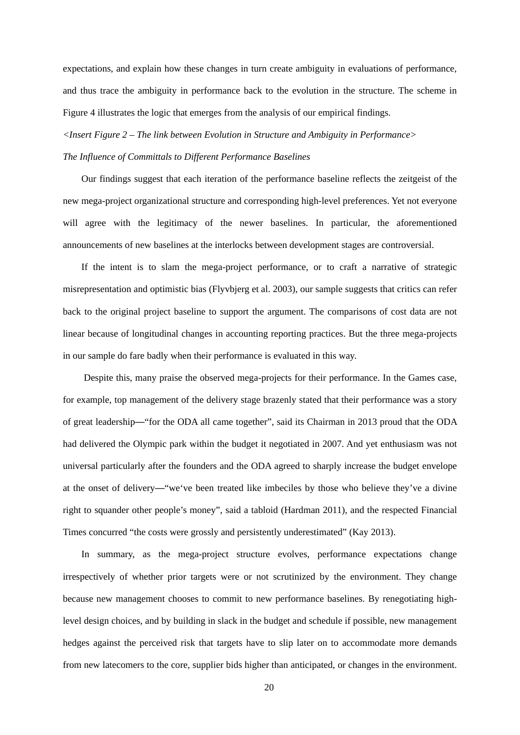expectations, and explain how these changes in turn create ambiguity in evaluations of performance, and thus trace the ambiguity in performance back to the evolution in the structure. The scheme in Figure 4 illustrates the logic that emerges from the analysis of our empirical findings.

*<Insert Figure 2 – The link between Evolution in Structure and Ambiguity in Performance>*

*The Influence of Committals to Different Performance Baselines*

Our findings suggest that each iteration of the performance baseline reflects the zeitgeist of the new mega-project organizational structure and corresponding high-level preferences. Yet not everyone will agree with the legitimacy of the newer baselines. In particular, the aforementioned announcements of new baselines at the interlocks between development stages are controversial.

If the intent is to slam the mega-project performance, or to craft a narrative of strategic misrepresentation and optimistic bias (Flyvbjerg et al. 2003), our sample suggests that critics can refer back to the original project baseline to support the argument. The comparisons of cost data are not linear because of longitudinal changes in accounting reporting practices. But the three mega-projects in our sample do fare badly when their performance is evaluated in this way.

Despite this, many praise the observed mega-projects for their performance. In the Games case, for example, top management of the delivery stage brazenly stated that their performance was a story of great leadership—"for the ODA all came together", said its Chairman in 2013 proud that the ODA had delivered the Olympic park within the budget it negotiated in 2007. And yet enthusiasm was not universal particularly after the founders and the ODA agreed to sharply increase the budget envelope at the onset of delivery—"we've been treated like imbeciles by those who believe they've a divine right to squander other people's money", said a tabloid (Hardman 2011), and the respected Financial Times concurred "the costs were grossly and persistently underestimated" (Kay 2013).

In summary, as the mega-project structure evolves, performance expectations change irrespectively of whether prior targets were or not scrutinized by the environment. They change because new management chooses to commit to new performance baselines. By renegotiating high-level design choices, and by building in slack in the budget and schedule if possible, new management hedges against the perceived risk that targets have to slip later on to accommodate more demands from new latecomers to the core, supplier bids higher than anticipated, or changes in the environment.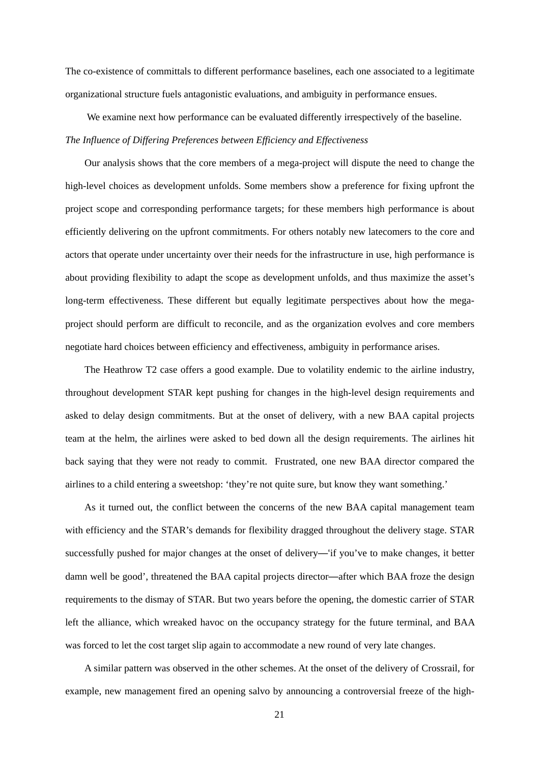The co-existence of committals to different performance baselines, each one associated to a legitimate organizational structure fuels antagonistic evaluations, and ambiguity in performance ensues.

We examine next how performance can be evaluated differently irrespectively of the baseline.

*The Influence of Differing Preferences between Efficiency and Effectiveness*

Our analysis shows that the core members of a mega-project will dispute the need to change the high-level choices as development unfolds. Some members show a preference for fixing upfront the project scope and corresponding performance targets; for these members high performance is about efficiently delivering on the upfront commitments. For others notably new latecomers to the core and actors that operate under uncertainty over their needs for the infrastructure in use, high performance is about providing flexibility to adapt the scope as development unfolds, and thus maximize the asset's long-term effectiveness. These different but equally legitimate perspectives about how the mega-project should perform are difficult to reconcile, and as the organization evolves and core members negotiate hard choices between efficiency and effectiveness, ambiguity in performance arises.

The Heathrow T2 case offers a good example. Due to volatility endemic to the airline industry, throughout development STAR kept pushing for changes in the high-level design requirements and asked to delay design commitments. But at the onset of delivery, with a new BAA capital projects team at the helm, the airlines were asked to bed down all the design requirements. The airlines hit back saying that they were not ready to commit. Frustrated, one new BAA director compared the airlines to a child entering a sweetshop: 'they're not quite sure, but know they want something.'

As it turned out, the conflict between the concerns of the new BAA capital management team with efficiency and the STAR's demands for flexibility dragged throughout the delivery stage. STAR successfully pushed for major changes at the onset of delivery—'if you've to make changes, it better damn well be good', threatened the BAA capital projects director—after which BAA froze the design requirements to the dismay of STAR. But two years before the opening, the domestic carrier of STAR left the alliance, which wreaked havoc on the occupancy strategy for the future terminal, and BAA was forced to let the cost target slip again to accommodate a new round of very late changes.

A similar pattern was observed in the other schemes. At the onset of the delivery of Crossrail, for example, new management fired an opening salvo by announcing a controversial freeze of the high-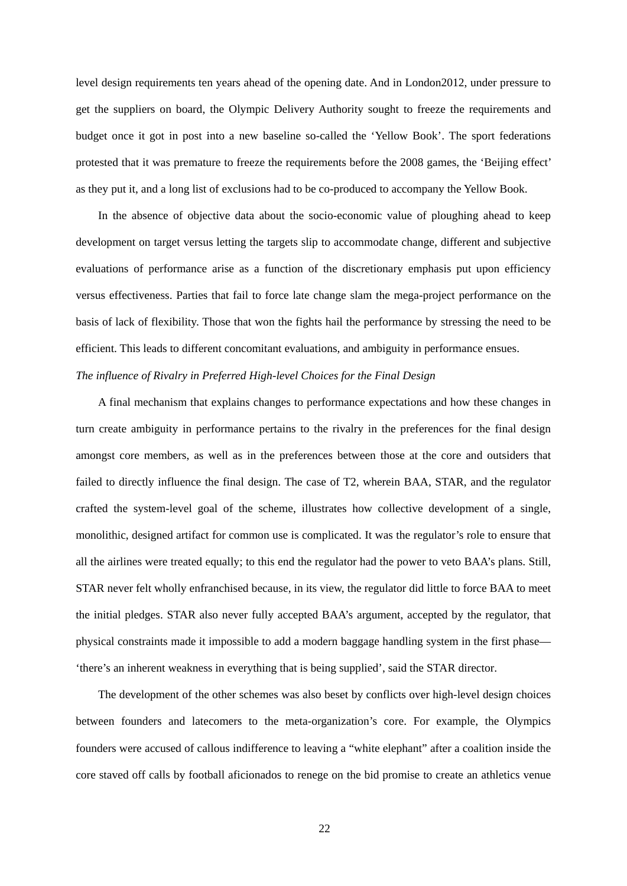level design requirements ten years ahead of the opening date. And in London2012, under pressure to get the suppliers on board, the Olympic Delivery Authority sought to freeze the requirements and budget once it got in post into a new baseline so-called the 'Yellow Book'. The sport federations protested that it was premature to freeze the requirements before the 2008 games, the 'Beijing effect' as they put it, and a long list of exclusions had to be co-produced to accompany the Yellow Book.

In the absence of objective data about the socio-economic value of ploughing ahead to keep development on target versus letting the targets slip to accommodate change, different and subjective evaluations of performance arise as a function of the discretionary emphasis put upon efficiency versus effectiveness. Parties that fail to force late change slam the mega-project performance on the basis of lack of flexibility. Those that won the fights hail the performance by stressing the need to be efficient. This leads to different concomitant evaluations, and ambiguity in performance ensues.

*The influence of Rivalry in Preferred High-level Choices for the Final Design*

A final mechanism that explains changes to performance expectations and how these changes in turn create ambiguity in performance pertains to the rivalry in the preferences for the final design amongst core members, as well as in the preferences between those at the core and outsiders that failed to directly influence the final design. The case of T2, wherein BAA, STAR, and the regulator crafted the system-level goal of the scheme, illustrates how collective development of a single, monolithic, designed artifact for common use is complicated. It was the regulator's role to ensure that all the airlines were treated equally; to this end the regulator had the power to veto BAA's plans. Still, STAR never felt wholly enfranchised because, in its view, the regulator did little to force BAA to meet the initial pledges. STAR also never fully accepted BAA's argument, accepted by the regulator, that physical constraints made it impossible to add a modern baggage handling system in the first phase—'there's an inherent weakness in everything that is being supplied', said the STAR director.

The development of the other schemes was also beset by conflicts over high-level design choices between founders and latecomers to the meta-organization's core. For example, the Olympics founders were accused of callous indifference to leaving a "white elephant" after a coalition inside the core staved off calls by football aficionados to renege on the bid promise to create an athletics venue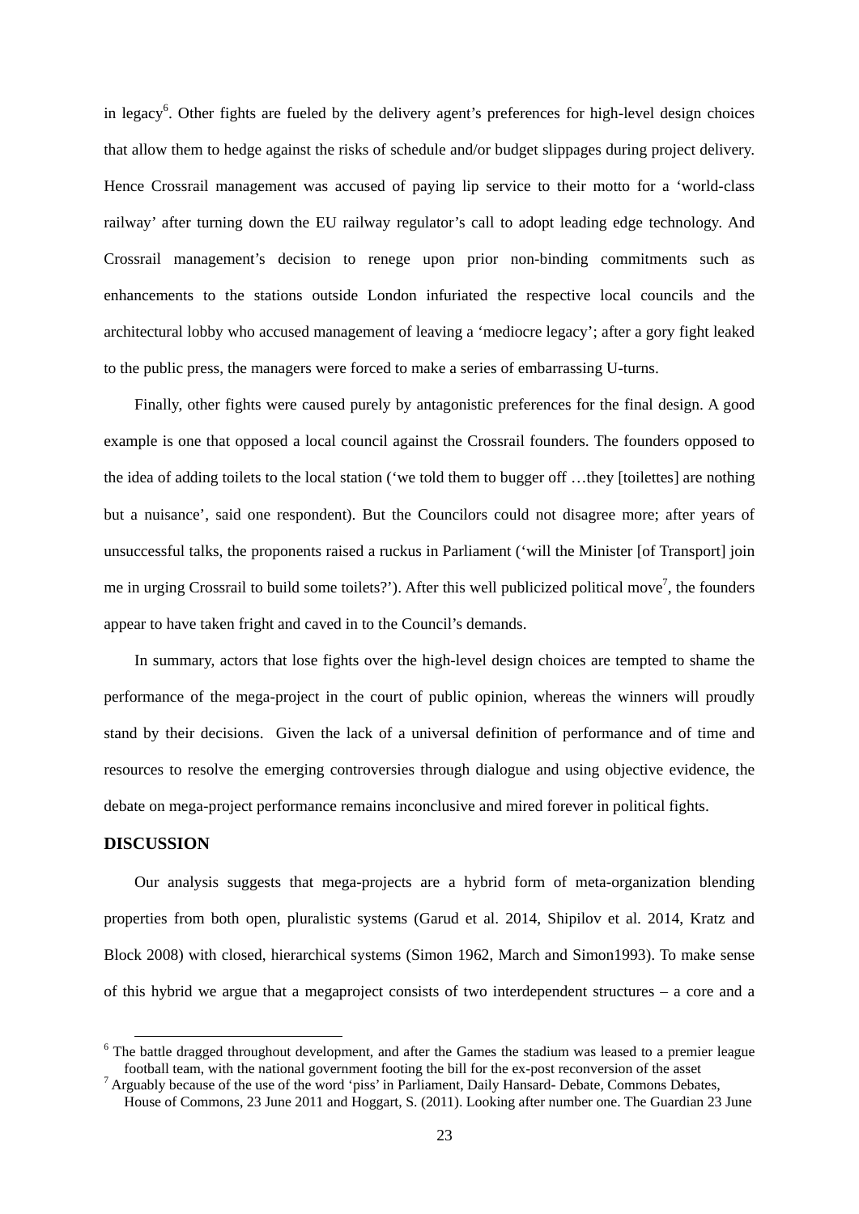in legacy[6]. Other fights are fueled by the delivery agent's preferences for high-level design choices that allow them to hedge against the risks of schedule and/or budget slippages during project delivery. Hence Crossrail management was accused of paying lip service to their motto for a 'world-class railway' after turning down the EU railway regulator's call to adopt leading edge technology. And Crossrail management's decision to renege upon prior non-binding commitments such as enhancements to the stations outside London infuriated the respective local councils and the architectural lobby who accused management of leaving a 'mediocre legacy'; after a gory fight leaked to the public press, the managers were forced to make a series of embarrassing U-turns.

Finally, other fights were caused purely by antagonistic preferences for the final design. A good example is one that opposed a local council against the Crossrail founders. The founders opposed to the idea of adding toilets to the local station ('we told them to bugger off …they [toilettes] are nothing but a nuisance', said one respondent). But the Councilors could not disagree more; after years of unsuccessful talks, the proponents raised a ruckus in Parliament ('will the Minister [of Transport] join me in urging Crossrail to build some toilets?'). After this well publicized political move[7], the founders appear to have taken fright and caved in to the Council's demands.

In summary, actors that lose fights over the high-level design choices are tempted to shame the performance of the mega-project in the court of public opinion, whereas the winners will proudly stand by their decisions. Given the lack of a universal definition of performance and of time and resources to resolve the emerging controversies through dialogue and using objective evidence, the debate on mega-project performance remains inconclusive and mired forever in political fights.

## DISCUSSION

Our analysis suggests that mega-projects are a hybrid form of meta-organization blending properties from both open, pluralistic systems (Garud et al. 2014, Shipilov et al. 2014, Kratz and Block 2008) with closed, hierarchical systems (Simon 1962, March and Simon1993). To make sense of this hybrid we argue that a megaproject consists of two interdependent structures – a core and a

[6] The battle dragged throughout development, and after the Games the stadium was leased to a premier league football team, with the national government footing the bill for the ex-post reconversion of the asset

[7] Arguably because of the use of the word 'piss' in Parliament, Daily Hansard- Debate, Commons Debates, House of Commons, 23 June 2011 and Hoggart, S. (2011). Looking after number one. The Guardian 23 June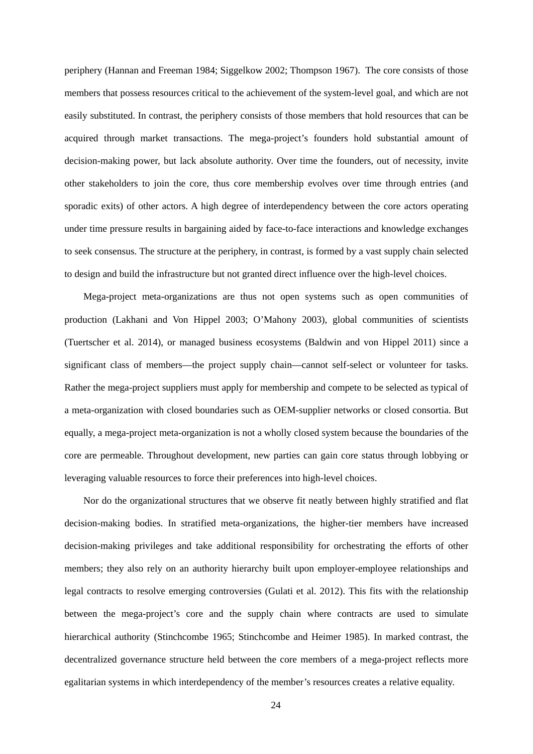periphery (Hannan and Freeman 1984; Siggelkow 2002; Thompson 1967). The core consists of those members that possess resources critical to the achievement of the system-level goal, and which are not easily substituted. In contrast, the periphery consists of those members that hold resources that can be acquired through market transactions. The mega-project's founders hold substantial amount of decision-making power, but lack absolute authority. Over time the founders, out of necessity, invite other stakeholders to join the core, thus core membership evolves over time through entries (and sporadic exits) of other actors. A high degree of interdependency between the core actors operating under time pressure results in bargaining aided by face-to-face interactions and knowledge exchanges to seek consensus. The structure at the periphery, in contrast, is formed by a vast supply chain selected to design and build the infrastructure but not granted direct influence over the high-level choices.

Mega-project meta-organizations are thus not open systems such as open communities of production (Lakhani and Von Hippel 2003; O'Mahony 2003), global communities of scientists (Tuertscher et al. 2014), or managed business ecosystems (Baldwin and von Hippel 2011) since a significant class of members—the project supply chain—cannot self-select or volunteer for tasks. Rather the mega-project suppliers must apply for membership and compete to be selected as typical of a meta-organization with closed boundaries such as OEM-supplier networks or closed consortia. But equally, a mega-project meta-organization is not a wholly closed system because the boundaries of the core are permeable. Throughout development, new parties can gain core status through lobbying or leveraging valuable resources to force their preferences into high-level choices.

Nor do the organizational structures that we observe fit neatly between highly stratified and flat decision-making bodies. In stratified meta-organizations, the higher-tier members have increased decision-making privileges and take additional responsibility for orchestrating the efforts of other members; they also rely on an authority hierarchy built upon employer-employee relationships and legal contracts to resolve emerging controversies (Gulati et al. 2012). This fits with the relationship between the mega-project's core and the supply chain where contracts are used to simulate hierarchical authority (Stinchcombe 1965; Stinchcombe and Heimer 1985). In marked contrast, the decentralized governance structure held between the core members of a mega-project reflects more egalitarian systems in which interdependency of the member's resources creates a relative equality.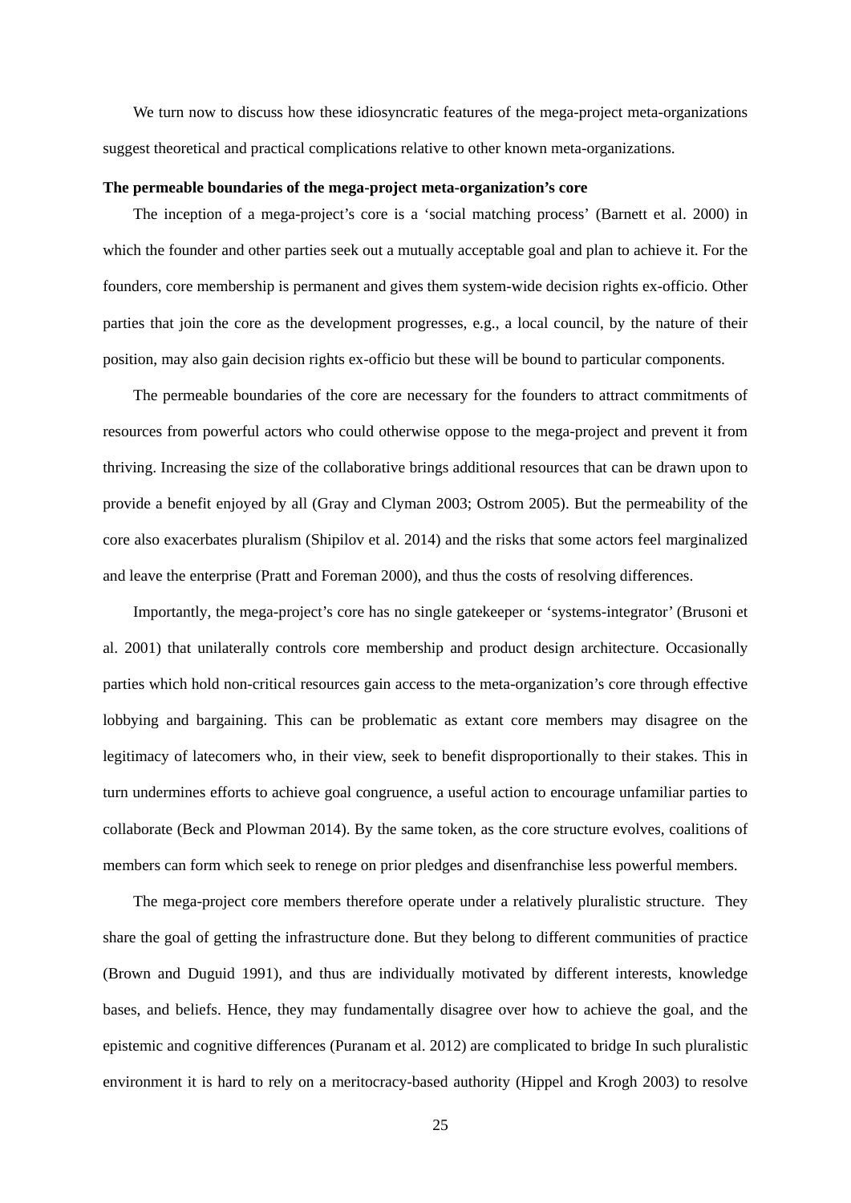We turn now to discuss how these idiosyncratic features of the mega-project meta-organizations suggest theoretical and practical complications relative to other known meta-organizations.

**The permeable boundaries of the mega-project meta-organization's core**

The inception of a mega-project's core is a 'social matching process' (Barnett et al. 2000) in which the founder and other parties seek out a mutually acceptable goal and plan to achieve it. For the founders, core membership is permanent and gives them system-wide decision rights ex-officio. Other parties that join the core as the development progresses, e.g., a local council, by the nature of their position, may also gain decision rights ex-officio but these will be bound to particular components.

The permeable boundaries of the core are necessary for the founders to attract commitments of resources from powerful actors who could otherwise oppose to the mega-project and prevent it from thriving. Increasing the size of the collaborative brings additional resources that can be drawn upon to provide a benefit enjoyed by all (Gray and Clyman 2003; Ostrom 2005). But the permeability of the core also exacerbates pluralism (Shipilov et al. 2014) and the risks that some actors feel marginalized and leave the enterprise (Pratt and Foreman 2000), and thus the costs of resolving differences.

Importantly, the mega-project's core has no single gatekeeper or 'systems-integrator' (Brusoni et al. 2001) that unilaterally controls core membership and product design architecture. Occasionally parties which hold non-critical resources gain access to the meta-organization's core through effective lobbying and bargaining. This can be problematic as extant core members may disagree on the legitimacy of latecomers who, in their view, seek to benefit disproportionally to their stakes. This in turn undermines efforts to achieve goal congruence, a useful action to encourage unfamiliar parties to collaborate (Beck and Plowman 2014). By the same token, as the core structure evolves, coalitions of members can form which seek to renege on prior pledges and disenfranchise less powerful members.

The mega-project core members therefore operate under a relatively pluralistic structure. They share the goal of getting the infrastructure done. But they belong to different communities of practice (Brown and Duguid 1991), and thus are individually motivated by different interests, knowledge bases, and beliefs. Hence, they may fundamentally disagree over how to achieve the goal, and the epistemic and cognitive differences (Puranam et al. 2012) are complicated to bridge In such pluralistic environment it is hard to rely on a meritocracy-based authority (Hippel and Krogh 2003) to resolve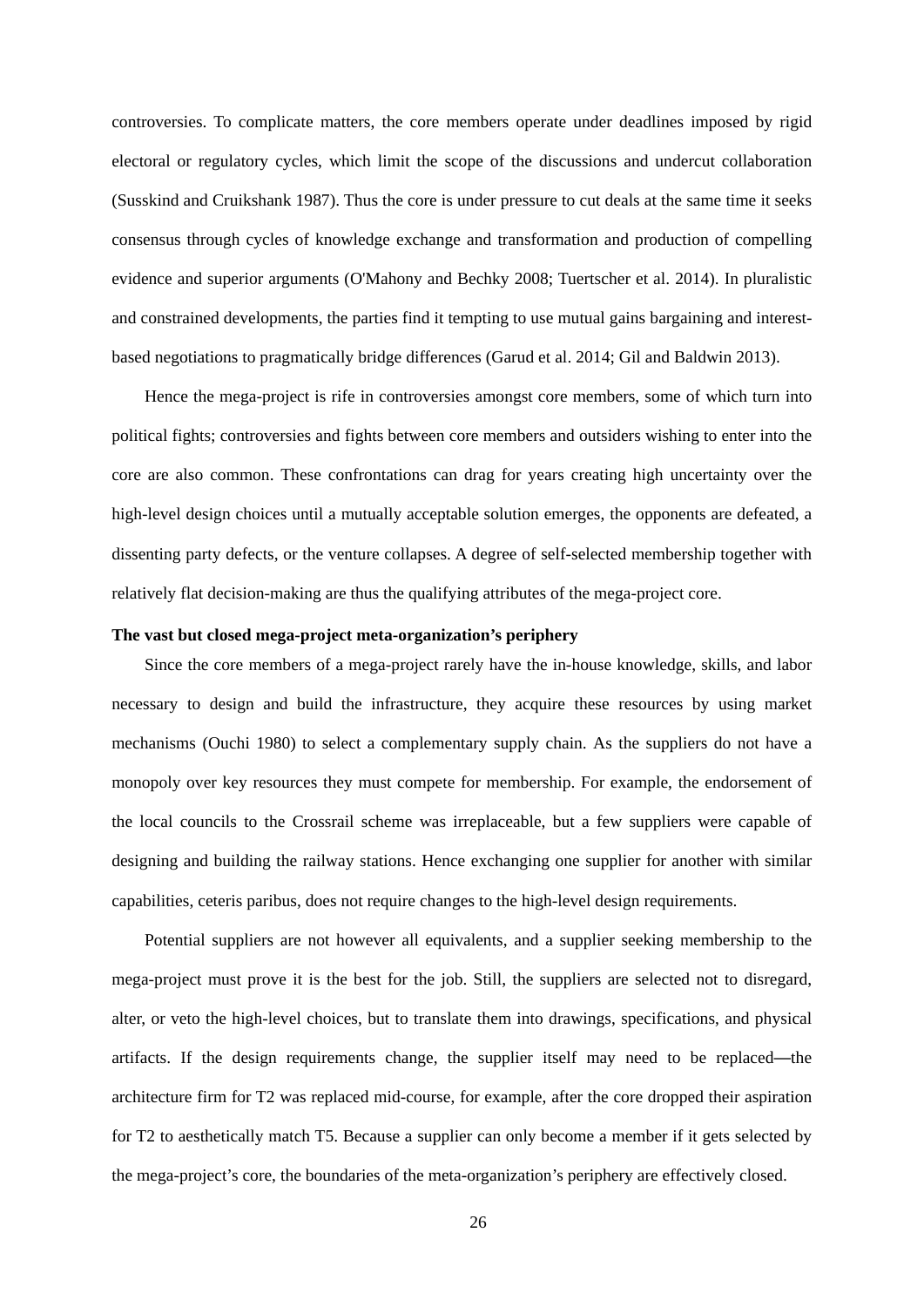controversies. To complicate matters, the core members operate under deadlines imposed by rigid electoral or regulatory cycles, which limit the scope of the discussions and undercut collaboration (Susskind and Cruikshank 1987). Thus the core is under pressure to cut deals at the same time it seeks consensus through cycles of knowledge exchange and transformation and production of compelling evidence and superior arguments (O'Mahony and Bechky 2008; Tuertscher et al. 2014). In pluralistic and constrained developments, the parties find it tempting to use mutual gains bargaining and interest-based negotiations to pragmatically bridge differences (Garud et al. 2014; Gil and Baldwin 2013).

Hence the mega-project is rife in controversies amongst core members, some of which turn into political fights; controversies and fights between core members and outsiders wishing to enter into the core are also common. These confrontations can drag for years creating high uncertainty over the high-level design choices until a mutually acceptable solution emerges, the opponents are defeated, a dissenting party defects, or the venture collapses. A degree of self-selected membership together with relatively flat decision-making are thus the qualifying attributes of the mega-project core.

**The vast but closed mega-project meta-organization's periphery**

Since the core members of a mega-project rarely have the in-house knowledge, skills, and labor necessary to design and build the infrastructure, they acquire these resources by using market mechanisms (Ouchi 1980) to select a complementary supply chain. As the suppliers do not have a monopoly over key resources they must compete for membership. For example, the endorsement of the local councils to the Crossrail scheme was irreplaceable, but a few suppliers were capable of designing and building the railway stations. Hence exchanging one supplier for another with similar capabilities, ceteris paribus, does not require changes to the high-level design requirements.

Potential suppliers are not however all equivalents, and a supplier seeking membership to the mega-project must prove it is the best for the job. Still, the suppliers are selected not to disregard, alter, or veto the high-level choices, but to translate them into drawings, specifications, and physical artifacts. If the design requirements change, the supplier itself may need to be replaced—the architecture firm for T2 was replaced mid-course, for example, after the core dropped their aspiration for T2 to aesthetically match T5. Because a supplier can only become a member if it gets selected by the mega-project's core, the boundaries of the meta-organization's periphery are effectively closed.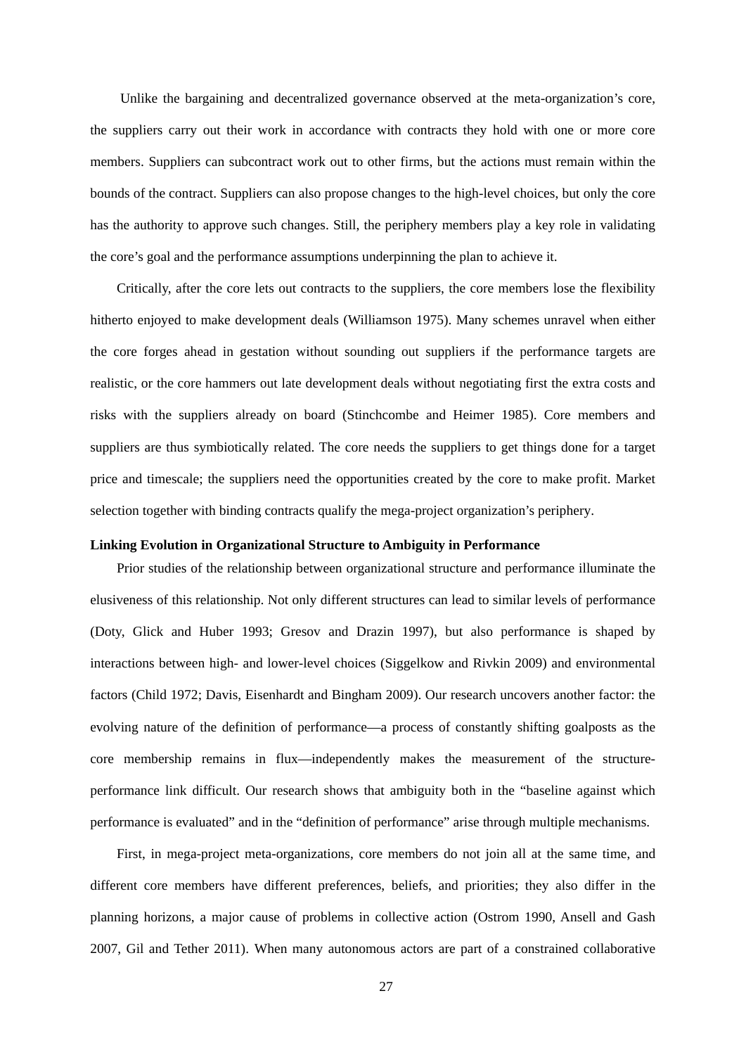Unlike the bargaining and decentralized governance observed at the meta-organization's core, the suppliers carry out their work in accordance with contracts they hold with one or more core members. Suppliers can subcontract work out to other firms, but the actions must remain within the bounds of the contract. Suppliers can also propose changes to the high-level choices, but only the core has the authority to approve such changes. Still, the periphery members play a key role in validating the core's goal and the performance assumptions underpinning the plan to achieve it.

Critically, after the core lets out contracts to the suppliers, the core members lose the flexibility hitherto enjoyed to make development deals (Williamson 1975). Many schemes unravel when either the core forges ahead in gestation without sounding out suppliers if the performance targets are realistic, or the core hammers out late development deals without negotiating first the extra costs and risks with the suppliers already on board (Stinchcombe and Heimer 1985). Core members and suppliers are thus symbiotically related. The core needs the suppliers to get things done for a target price and timescale; the suppliers need the opportunities created by the core to make profit. Market selection together with binding contracts qualify the mega-project organization's periphery.

**Linking Evolution in Organizational Structure to Ambiguity in Performance**

Prior studies of the relationship between organizational structure and performance illuminate the elusiveness of this relationship. Not only different structures can lead to similar levels of performance (Doty, Glick and Huber 1993; Gresov and Drazin 1997), but also performance is shaped by interactions between high- and lower-level choices (Siggelkow and Rivkin 2009) and environmental factors (Child 1972; Davis, Eisenhardt and Bingham 2009). Our research uncovers another factor: the evolving nature of the definition of performance—a process of constantly shifting goalposts as the core membership remains in flux—independently makes the measurement of the structure-performance link difficult. Our research shows that ambiguity both in the "baseline against which performance is evaluated" and in the "definition of performance" arise through multiple mechanisms.

First, in mega-project meta-organizations, core members do not join all at the same time, and different core members have different preferences, beliefs, and priorities; they also differ in the planning horizons, a major cause of problems in collective action (Ostrom 1990, Ansell and Gash 2007, Gil and Tether 2011). When many autonomous actors are part of a constrained collaborative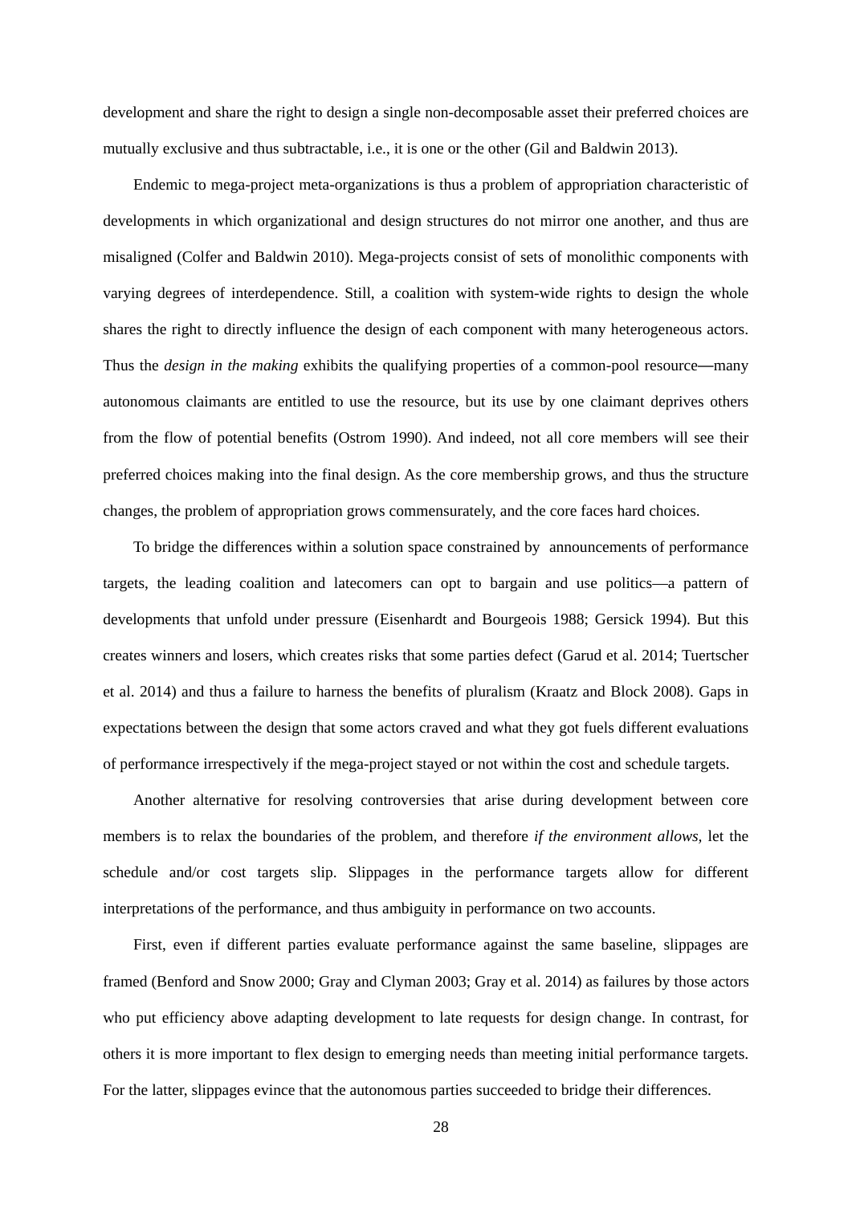development and share the right to design a single non-decomposable asset their preferred choices are mutually exclusive and thus subtractable, i.e., it is one or the other (Gil and Baldwin 2013).

Endemic to mega-project meta-organizations is thus a problem of appropriation characteristic of developments in which organizational and design structures do not mirror one another, and thus are misaligned (Colfer and Baldwin 2010). Mega-projects consist of sets of monolithic components with varying degrees of interdependence. Still, a coalition with system-wide rights to design the whole shares the right to directly influence the design of each component with many heterogeneous actors. Thus the *design in the making* exhibits the qualifying properties of a common-pool resource—many autonomous claimants are entitled to use the resource, but its use by one claimant deprives others from the flow of potential benefits (Ostrom 1990). And indeed, not all core members will see their preferred choices making into the final design. As the core membership grows, and thus the structure changes, the problem of appropriation grows commensurately, and the core faces hard choices.

To bridge the differences within a solution space constrained by announcements of performance targets, the leading coalition and latecomers can opt to bargain and use politics—a pattern of developments that unfold under pressure (Eisenhardt and Bourgeois 1988; Gersick 1994). But this creates winners and losers, which creates risks that some parties defect (Garud et al. 2014; Tuertscher et al. 2014) and thus a failure to harness the benefits of pluralism (Kraatz and Block 2008). Gaps in expectations between the design that some actors craved and what they got fuels different evaluations of performance irrespectively if the mega-project stayed or not within the cost and schedule targets.

Another alternative for resolving controversies that arise during development between core members is to relax the boundaries of the problem, and therefore *if the environment allows*, let the schedule and/or cost targets slip. Slippages in the performance targets allow for different interpretations of the performance, and thus ambiguity in performance on two accounts.

First, even if different parties evaluate performance against the same baseline, slippages are framed (Benford and Snow 2000; Gray and Clyman 2003; Gray et al. 2014) as failures by those actors who put efficiency above adapting development to late requests for design change. In contrast, for others it is more important to flex design to emerging needs than meeting initial performance targets. For the latter, slippages evince that the autonomous parties succeeded to bridge their differences.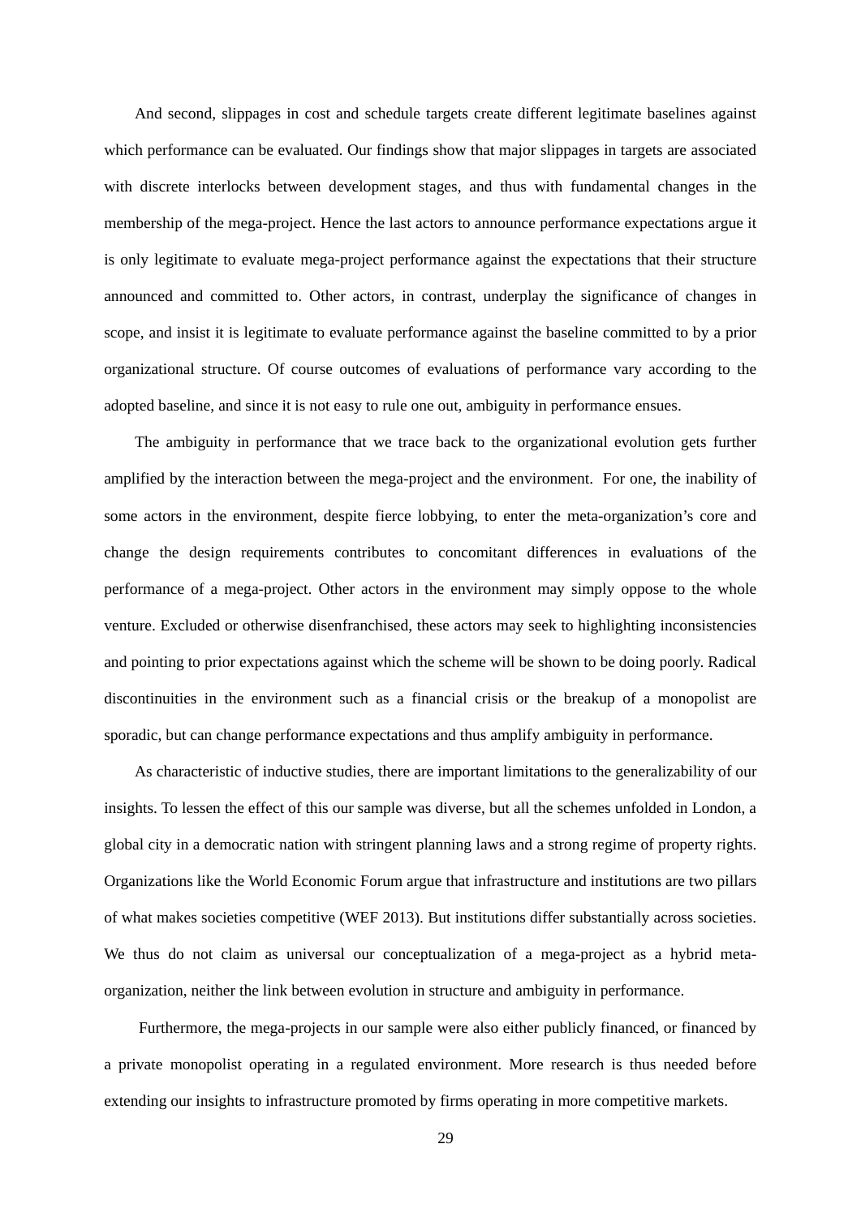And second, slippages in cost and schedule targets create different legitimate baselines against which performance can be evaluated. Our findings show that major slippages in targets are associated with discrete interlocks between development stages, and thus with fundamental changes in the membership of the mega-project. Hence the last actors to announce performance expectations argue it is only legitimate to evaluate mega-project performance against the expectations that their structure announced and committed to. Other actors, in contrast, underplay the significance of changes in scope, and insist it is legitimate to evaluate performance against the baseline committed to by a prior organizational structure. Of course outcomes of evaluations of performance vary according to the adopted baseline, and since it is not easy to rule one out, ambiguity in performance ensues.

The ambiguity in performance that we trace back to the organizational evolution gets further amplified by the interaction between the mega-project and the environment. For one, the inability of some actors in the environment, despite fierce lobbying, to enter the meta-organization's core and change the design requirements contributes to concomitant differences in evaluations of the performance of a mega-project. Other actors in the environment may simply oppose to the whole venture. Excluded or otherwise disenfranchised, these actors may seek to highlighting inconsistencies and pointing to prior expectations against which the scheme will be shown to be doing poorly. Radical discontinuities in the environment such as a financial crisis or the breakup of a monopolist are sporadic, but can change performance expectations and thus amplify ambiguity in performance.

As characteristic of inductive studies, there are important limitations to the generalizability of our insights. To lessen the effect of this our sample was diverse, but all the schemes unfolded in London, a global city in a democratic nation with stringent planning laws and a strong regime of property rights. Organizations like the World Economic Forum argue that infrastructure and institutions are two pillars of what makes societies competitive (WEF 2013). But institutions differ substantially across societies. We thus do not claim as universal our conceptualization of a mega-project as a hybrid meta-organization, neither the link between evolution in structure and ambiguity in performance.

Furthermore, the mega-projects in our sample were also either publicly financed, or financed by a private monopolist operating in a regulated environment. More research is thus needed before extending our insights to infrastructure promoted by firms operating in more competitive markets.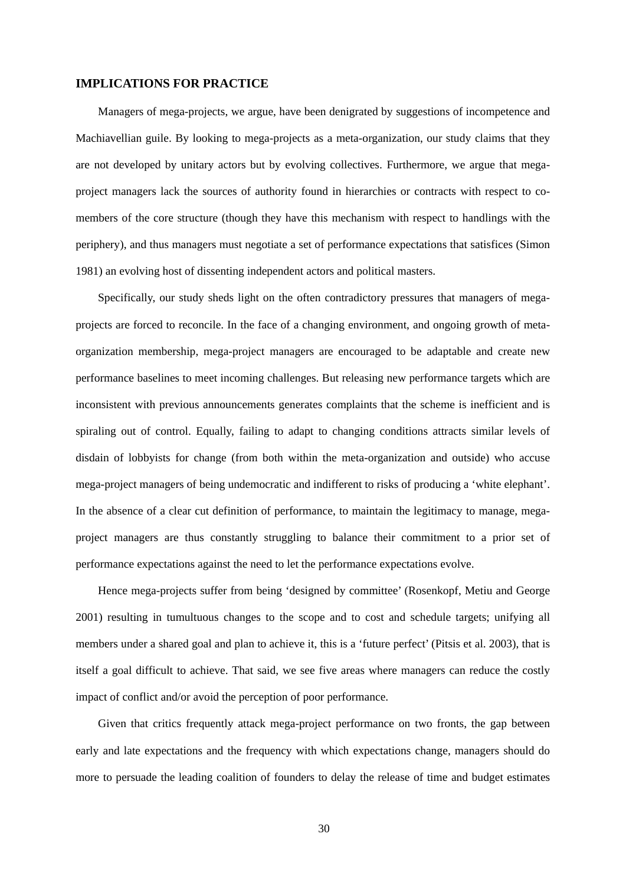## IMPLICATIONS FOR PRACTICE

Managers of mega-projects, we argue, have been denigrated by suggestions of incompetence and Machiavellian guile. By looking to mega-projects as a meta-organization, our study claims that they are not developed by unitary actors but by evolving collectives. Furthermore, we argue that mega-project managers lack the sources of authority found in hierarchies or contracts with respect to co-members of the core structure (though they have this mechanism with respect to handlings with the periphery), and thus managers must negotiate a set of performance expectations that satisfices (Simon 1981) an evolving host of dissenting independent actors and political masters.

Specifically, our study sheds light on the often contradictory pressures that managers of mega-projects are forced to reconcile. In the face of a changing environment, and ongoing growth of meta-organization membership, mega-project managers are encouraged to be adaptable and create new performance baselines to meet incoming challenges. But releasing new performance targets which are inconsistent with previous announcements generates complaints that the scheme is inefficient and is spiraling out of control. Equally, failing to adapt to changing conditions attracts similar levels of disdain of lobbyists for change (from both within the meta-organization and outside) who accuse mega-project managers of being undemocratic and indifferent to risks of producing a 'white elephant'. In the absence of a clear cut definition of performance, to maintain the legitimacy to manage, mega-project managers are thus constantly struggling to balance their commitment to a prior set of performance expectations against the need to let the performance expectations evolve.

Hence mega-projects suffer from being 'designed by committee' (Rosenkopf, Metiu and George 2001) resulting in tumultuous changes to the scope and to cost and schedule targets; unifying all members under a shared goal and plan to achieve it, this is a 'future perfect' (Pitsis et al. 2003), that is itself a goal difficult to achieve. That said, we see five areas where managers can reduce the costly impact of conflict and/or avoid the perception of poor performance.

Given that critics frequently attack mega-project performance on two fronts, the gap between early and late expectations and the frequency with which expectations change, managers should do more to persuade the leading coalition of founders to delay the release of time and budget estimates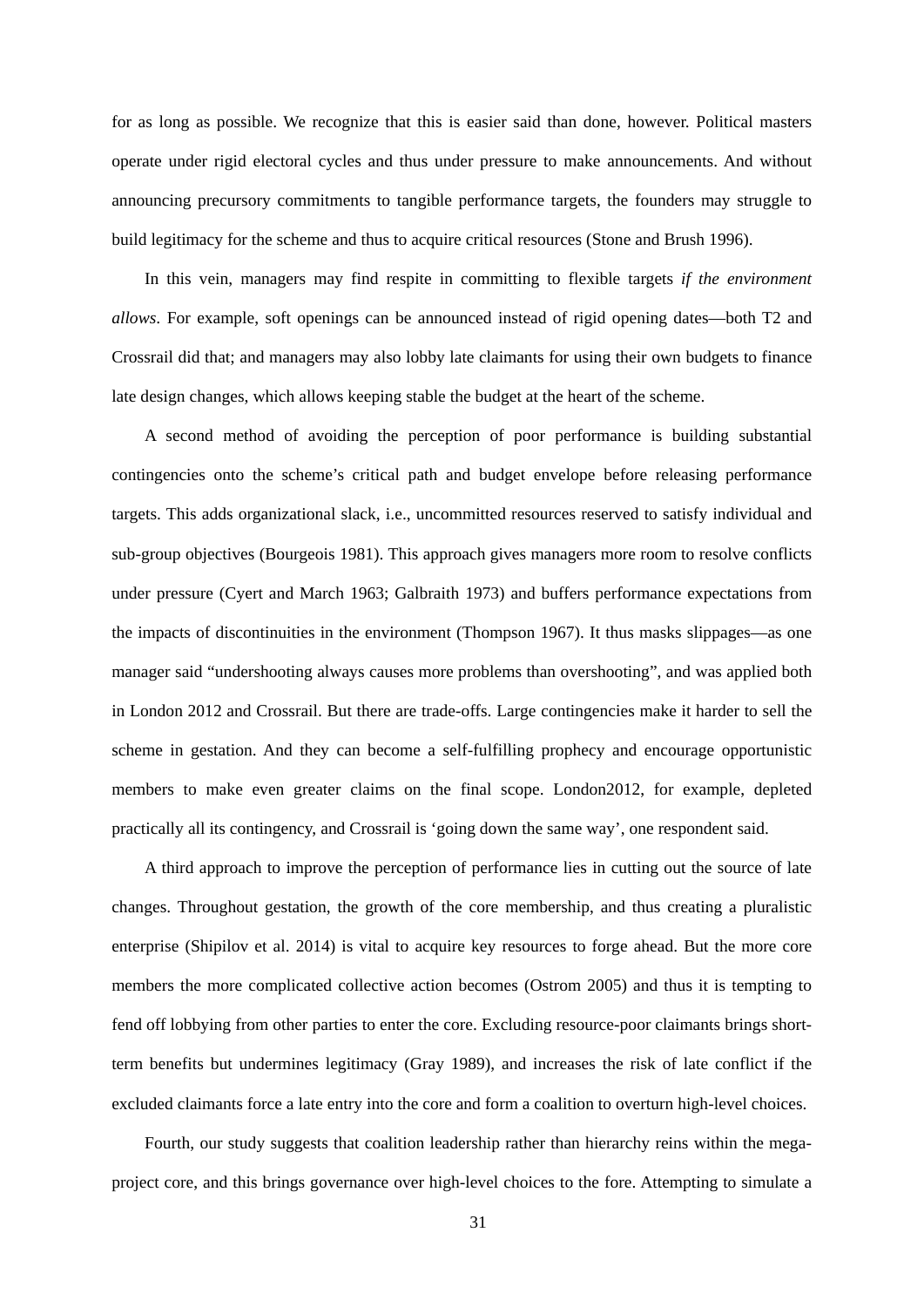for as long as possible. We recognize that this is easier said than done, however. Political masters operate under rigid electoral cycles and thus under pressure to make announcements. And without announcing precursory commitments to tangible performance targets, the founders may struggle to build legitimacy for the scheme and thus to acquire critical resources (Stone and Brush 1996).

In this vein, managers may find respite in committing to flexible targets *if the environment allows*. For example, soft openings can be announced instead of rigid opening dates—both T2 and Crossrail did that; and managers may also lobby late claimants for using their own budgets to finance late design changes, which allows keeping stable the budget at the heart of the scheme.

A second method of avoiding the perception of poor performance is building substantial contingencies onto the scheme's critical path and budget envelope before releasing performance targets. This adds organizational slack, i.e., uncommitted resources reserved to satisfy individual and sub-group objectives (Bourgeois 1981). This approach gives managers more room to resolve conflicts under pressure (Cyert and March 1963; Galbraith 1973) and buffers performance expectations from the impacts of discontinuities in the environment (Thompson 1967). It thus masks slippages—as one manager said "undershooting always causes more problems than overshooting", and was applied both in London 2012 and Crossrail. But there are trade-offs. Large contingencies make it harder to sell the scheme in gestation. And they can become a self-fulfilling prophecy and encourage opportunistic members to make even greater claims on the final scope. London2012, for example, depleted practically all its contingency, and Crossrail is 'going down the same way', one respondent said.

A third approach to improve the perception of performance lies in cutting out the source of late changes. Throughout gestation, the growth of the core membership, and thus creating a pluralistic enterprise (Shipilov et al. 2014) is vital to acquire key resources to forge ahead. But the more core members the more complicated collective action becomes (Ostrom 2005) and thus it is tempting to fend off lobbying from other parties to enter the core. Excluding resource-poor claimants brings short-term benefits but undermines legitimacy (Gray 1989), and increases the risk of late conflict if the excluded claimants force a late entry into the core and form a coalition to overturn high-level choices.

Fourth, our study suggests that coalition leadership rather than hierarchy reins within the mega-project core, and this brings governance over high-level choices to the fore. Attempting to simulate a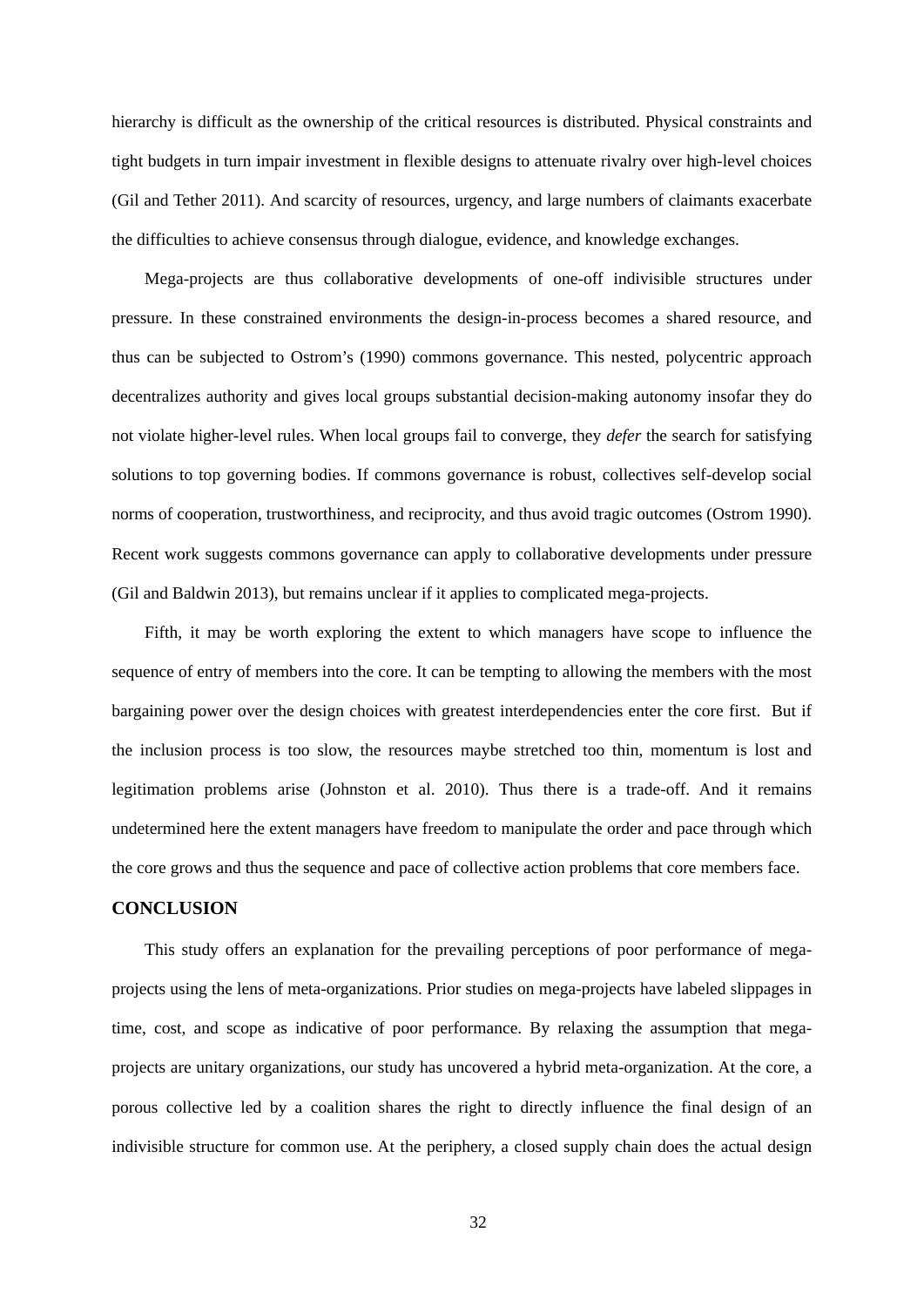hierarchy is difficult as the ownership of the critical resources is distributed. Physical constraints and tight budgets in turn impair investment in flexible designs to attenuate rivalry over high-level choices (Gil and Tether 2011). And scarcity of resources, urgency, and large numbers of claimants exacerbate the difficulties to achieve consensus through dialogue, evidence, and knowledge exchanges.

Mega-projects are thus collaborative developments of one-off indivisible structures under pressure. In these constrained environments the design-in-process becomes a shared resource, and thus can be subjected to Ostrom's (1990) commons governance. This nested, polycentric approach decentralizes authority and gives local groups substantial decision-making autonomy insofar they do not violate higher-level rules. When local groups fail to converge, they *defer* the search for satisfying solutions to top governing bodies. If commons governance is robust, collectives self-develop social norms of cooperation, trustworthiness, and reciprocity, and thus avoid tragic outcomes (Ostrom 1990). Recent work suggests commons governance can apply to collaborative developments under pressure (Gil and Baldwin 2013), but remains unclear if it applies to complicated mega-projects.

Fifth, it may be worth exploring the extent to which managers have scope to influence the sequence of entry of members into the core. It can be tempting to allowing the members with the most bargaining power over the design choices with greatest interdependencies enter the core first. But if the inclusion process is too slow, the resources maybe stretched too thin, momentum is lost and legitimation problems arise (Johnston et al. 2010). Thus there is a trade-off. And it remains undetermined here the extent managers have freedom to manipulate the order and pace through which the core grows and thus the sequence and pace of collective action problems that core members face.

## CONCLUSION

This study offers an explanation for the prevailing perceptions of poor performance of mega-projects using the lens of meta-organizations. Prior studies on mega-projects have labeled slippages in time, cost, and scope as indicative of poor performance. By relaxing the assumption that mega-projects are unitary organizations, our study has uncovered a hybrid meta-organization. At the core, a porous collective led by a coalition shares the right to directly influence the final design of an indivisible structure for common use. At the periphery, a closed supply chain does the actual design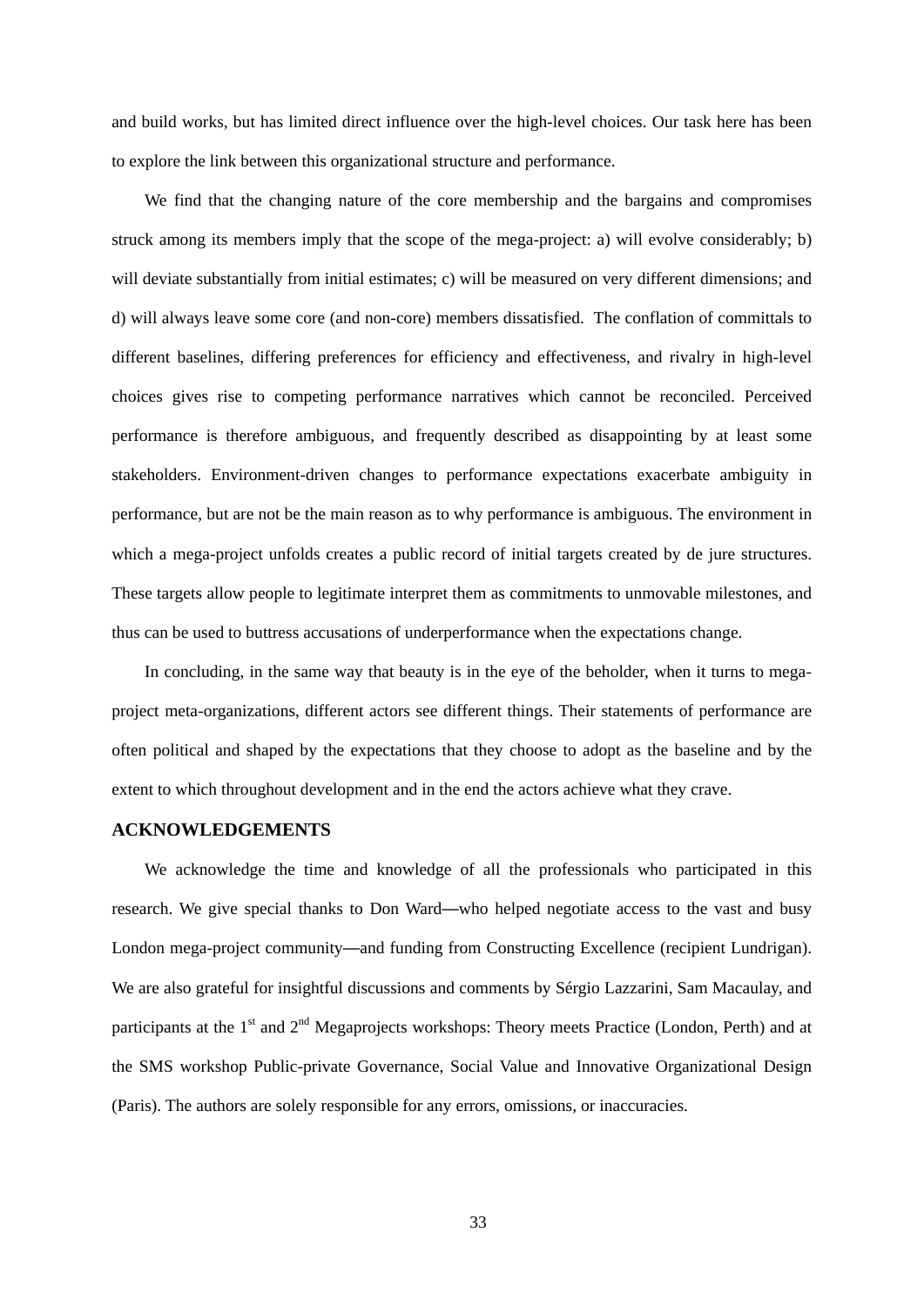and build works, but has limited direct influence over the high-level choices. Our task here has been to explore the link between this organizational structure and performance.

We find that the changing nature of the core membership and the bargains and compromises struck among its members imply that the scope of the mega-project: a) will evolve considerably; b) will deviate substantially from initial estimates; c) will be measured on very different dimensions; and d) will always leave some core (and non-core) members dissatisfied. The conflation of committals to different baselines, differing preferences for efficiency and effectiveness, and rivalry in high-level choices gives rise to competing performance narratives which cannot be reconciled. Perceived performance is therefore ambiguous, and frequently described as disappointing by at least some stakeholders. Environment-driven changes to performance expectations exacerbate ambiguity in performance, but are not be the main reason as to why performance is ambiguous. The environment in which a mega-project unfolds creates a public record of initial targets created by de jure structures. These targets allow people to legitimate interpret them as commitments to unmovable milestones, and thus can be used to buttress accusations of underperformance when the expectations change.

In concluding, in the same way that beauty is in the eye of the beholder, when it turns to mega-project meta-organizations, different actors see different things. Their statements of performance are often political and shaped by the expectations that they choose to adopt as the baseline and by the extent to which throughout development and in the end the actors achieve what they crave.

## ACKNOWLEDGEMENTS

We acknowledge the time and knowledge of all the professionals who participated in this research. We give special thanks to Don Ward—who helped negotiate access to the vast and busy London mega-project community—and funding from Constructing Excellence (recipient Lundrigan). We are also grateful for insightful discussions and comments by Sérgio Lazzarini, Sam Macaulay, and participants at the 1st and 2nd Megaprojects workshops: Theory meets Practice (London, Perth) and at the SMS workshop Public-private Governance, Social Value and Innovative Organizational Design (Paris). The authors are solely responsible for any errors, omissions, or inaccuracies.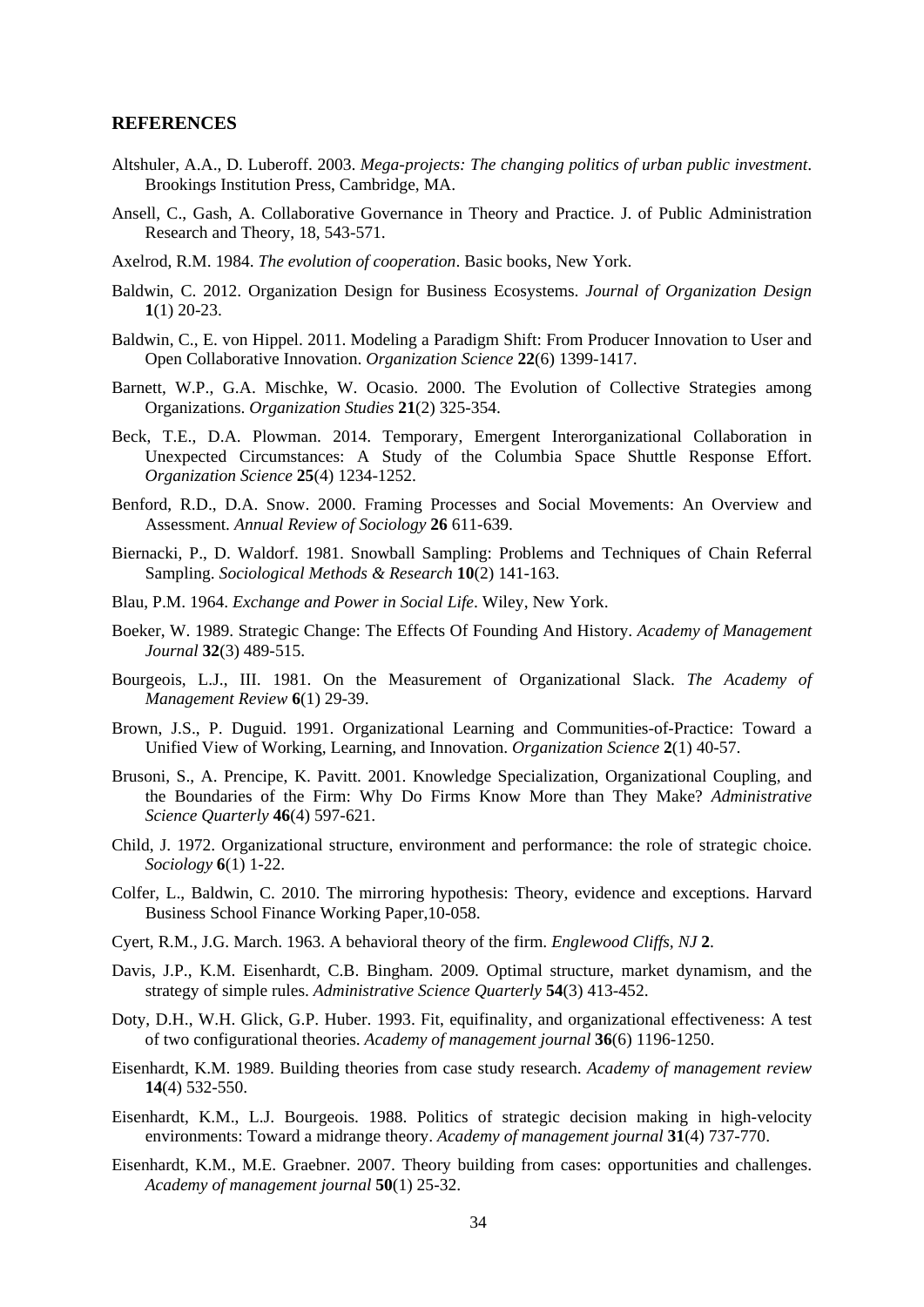## REFERENCES

Altshuler, A.A., D. Luberoff. 2003. *Mega-projects: The changing politics of urban public investment*. Brookings Institution Press, Cambridge, MA.

Ansell, C., Gash, A. Collaborative Governance in Theory and Practice. J. of Public Administration Research and Theory, 18, 543-571.

Axelrod, R.M. 1984. *The evolution of cooperation*. Basic books, New York.

Baldwin, C. 2012. Organization Design for Business Ecosystems. *Journal of Organization Design* **1**(1) 20-23.

Baldwin, C., E. von Hippel. 2011. Modeling a Paradigm Shift: From Producer Innovation to User and Open Collaborative Innovation. *Organization Science* **22**(6) 1399-1417.

Barnett, W.P., G.A. Mischke, W. Ocasio. 2000. The Evolution of Collective Strategies among Organizations. *Organization Studies* **21**(2) 325-354.

Beck, T.E., D.A. Plowman. 2014. Temporary, Emergent Interorganizational Collaboration in Unexpected Circumstances: A Study of the Columbia Space Shuttle Response Effort. *Organization Science* **25**(4) 1234-1252.

Benford, R.D., D.A. Snow. 2000. Framing Processes and Social Movements: An Overview and Assessment. *Annual Review of Sociology* **26** 611-639.

Biernacki, P., D. Waldorf. 1981. Snowball Sampling: Problems and Techniques of Chain Referral Sampling. *Sociological Methods & Research* **10**(2) 141-163.

Blau, P.M. 1964. *Exchange and Power in Social Life*. Wiley, New York.

Boeker, W. 1989. Strategic Change: The Effects Of Founding And History. *Academy of Management Journal* **32**(3) 489-515.

Bourgeois, L.J., III. 1981. On the Measurement of Organizational Slack. *The Academy of Management Review* **6**(1) 29-39.

Brown, J.S., P. Duguid. 1991. Organizational Learning and Communities-of-Practice: Toward a Unified View of Working, Learning, and Innovation. *Organization Science* **2**(1) 40-57.

Brusoni, S., A. Prencipe, K. Pavitt. 2001. Knowledge Specialization, Organizational Coupling, and the Boundaries of the Firm: Why Do Firms Know More than They Make? *Administrative Science Quarterly* **46**(4) 597-621.

Child, J. 1972. Organizational structure, environment and performance: the role of strategic choice. *Sociology* **6**(1) 1-22.

Colfer, L., Baldwin, C. 2010. The mirroring hypothesis: Theory, evidence and exceptions. Harvard Business School Finance Working Paper,10-058.

Cyert, R.M., J.G. March. 1963. A behavioral theory of the firm. *Englewood Cliffs, NJ* **2**.

Davis, J.P., K.M. Eisenhardt, C.B. Bingham. 2009. Optimal structure, market dynamism, and the strategy of simple rules. *Administrative Science Quarterly* **54**(3) 413-452.

Doty, D.H., W.H. Glick, G.P. Huber. 1993. Fit, equifinality, and organizational effectiveness: A test of two configurational theories. *Academy of management journal* **36**(6) 1196-1250.

Eisenhardt, K.M. 1989. Building theories from case study research. *Academy of management review* **14**(4) 532-550.

Eisenhardt, K.M., L.J. Bourgeois. 1988. Politics of strategic decision making in high-velocity environments: Toward a midrange theory. *Academy of management journal* **31**(4) 737-770.

Eisenhardt, K.M., M.E. Graebner. 2007. Theory building from cases: opportunities and challenges. *Academy of management journal* **50**(1) 25-32.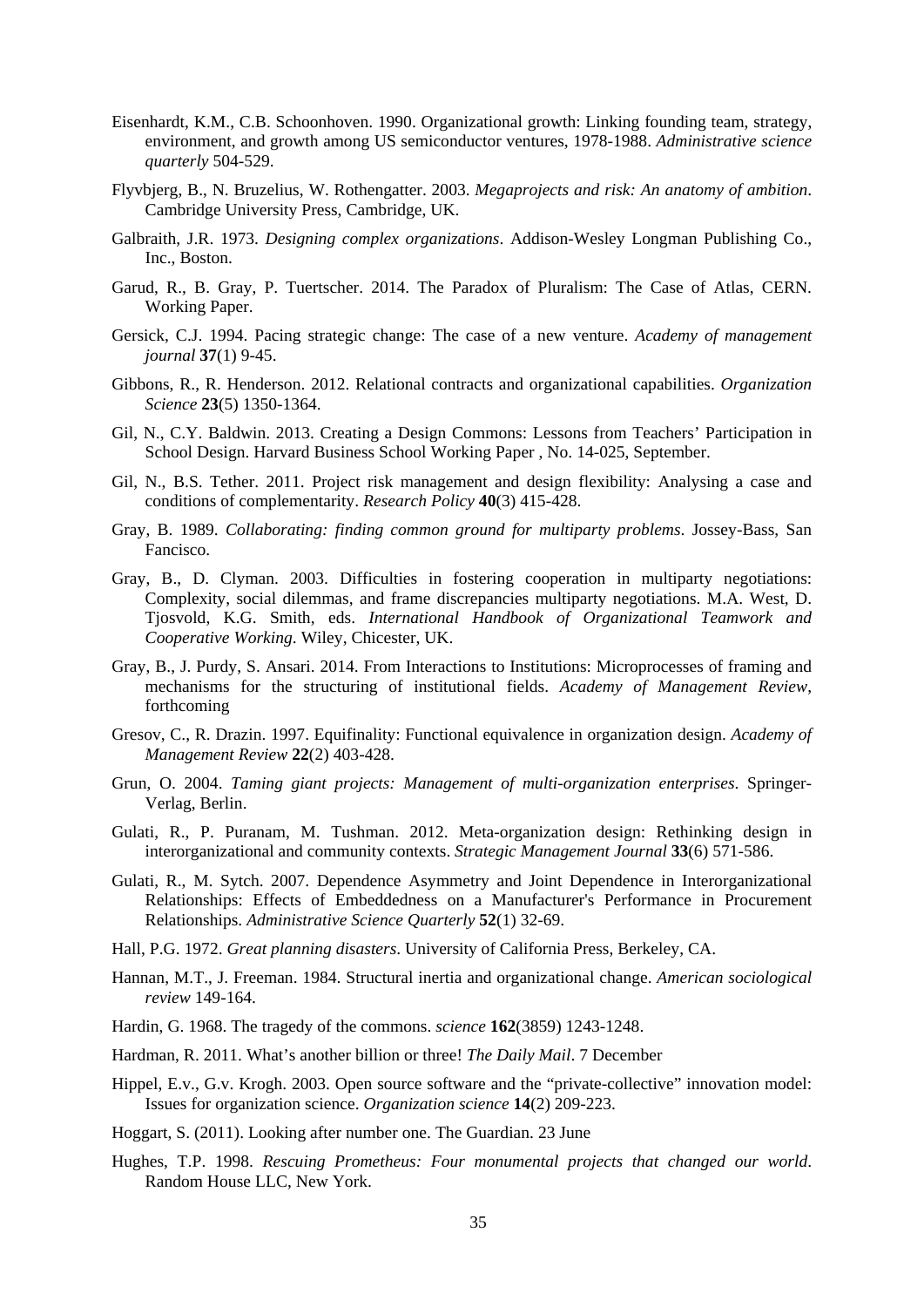Eisenhardt, K.M., C.B. Schoonhoven. 1990. Organizational growth: Linking founding team, strategy, environment, and growth among US semiconductor ventures, 1978-1988. *Administrative science quarterly* 504-529.

Flyvbjerg, B., N. Bruzelius, W. Rothengatter. 2003. *Megaprojects and risk: An anatomy of ambition*. Cambridge University Press, Cambridge, UK.

Galbraith, J.R. 1973. *Designing complex organizations*. Addison-Wesley Longman Publishing Co., Inc., Boston.

Garud, R., B. Gray, P. Tuertscher. 2014. The Paradox of Pluralism: The Case of Atlas, CERN. Working Paper.

Gersick, C.J. 1994. Pacing strategic change: The case of a new venture. *Academy of management journal* **37**(1) 9-45.

Gibbons, R., R. Henderson. 2012. Relational contracts and organizational capabilities. *Organization Science* **23**(5) 1350-1364.

Gil, N., C.Y. Baldwin. 2013. Creating a Design Commons: Lessons from Teachers' Participation in School Design. Harvard Business School Working Paper , No. 14-025, September.

Gil, N., B.S. Tether. 2011. Project risk management and design flexibility: Analysing a case and conditions of complementarity. *Research Policy* **40**(3) 415-428.

Gray, B. 1989. *Collaborating: finding common ground for multiparty problems*. Jossey-Bass, San Fancisco.

Gray, B., D. Clyman. 2003. Difficulties in fostering cooperation in multiparty negotiations: Complexity, social dilemmas, and frame discrepancies multiparty negotiations. M.A. West, D. Tjosvold, K.G. Smith, eds. *International Handbook of Organizational Teamwork and Cooperative Working*. Wiley, Chicester, UK.

Gray, B., J. Purdy, S. Ansari. 2014. From Interactions to Institutions: Microprocesses of framing and mechanisms for the structuring of institutional fields. *Academy of Management Review*, forthcoming

Gresov, C., R. Drazin. 1997. Equifinality: Functional equivalence in organization design. *Academy of Management Review* **22**(2) 403-428.

Grun, O. 2004. *Taming giant projects: Management of multi-organization enterprises*. Springer-Verlag, Berlin.

Gulati, R., P. Puranam, M. Tushman. 2012. Meta-organization design: Rethinking design in interorganizational and community contexts. *Strategic Management Journal* **33**(6) 571-586.

Gulati, R., M. Sytch. 2007. Dependence Asymmetry and Joint Dependence in Interorganizational Relationships: Effects of Embeddedness on a Manufacturer's Performance in Procurement Relationships. *Administrative Science Quarterly* **52**(1) 32-69.

Hall, P.G. 1972. *Great planning disasters*. University of California Press, Berkeley, CA.

Hannan, M.T., J. Freeman. 1984. Structural inertia and organizational change. *American sociological review* 149-164.

Hardin, G. 1968. The tragedy of the commons. *science* **162**(3859) 1243-1248.

Hardman, R. 2011. What's another billion or three! *The Daily Mail*. 7 December

Hippel, E.v., G.v. Krogh. 2003. Open source software and the "private-collective" innovation model: Issues for organization science. *Organization science* **14**(2) 209-223.

Hoggart, S. (2011). Looking after number one. The Guardian. 23 June

Hughes, T.P. 1998. *Rescuing Prometheus: Four monumental projects that changed our world*. Random House LLC, New York.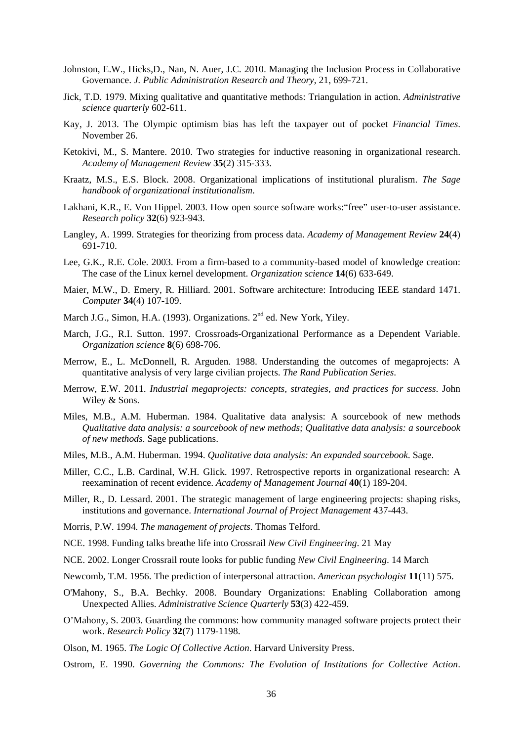Johnston, E.W., Hicks,D., Nan, N. Auer, J.C. 2010. Managing the Inclusion Process in Collaborative Governance. *J. Public Administration Research and Theory*, 21, 699-721.

Jick, T.D. 1979. Mixing qualitative and quantitative methods: Triangulation in action. *Administrative science quarterly* 602-611.

Kay, J. 2013. The Olympic optimism bias has left the taxpayer out of pocket *Financial Times*. November 26.

Ketokivi, M., S. Mantere. 2010. Two strategies for inductive reasoning in organizational research. *Academy of Management Review* **35**(2) 315-333.

Kraatz, M.S., E.S. Block. 2008. Organizational implications of institutional pluralism. *The Sage handbook of organizational institutionalism*.

Lakhani, K.R., E. Von Hippel. 2003. How open source software works:"free" user-to-user assistance. *Research policy* **32**(6) 923-943.

Langley, A. 1999. Strategies for theorizing from process data. *Academy of Management Review* **24**(4) 691-710.

Lee, G.K., R.E. Cole. 2003. From a firm-based to a community-based model of knowledge creation: The case of the Linux kernel development. *Organization science* **14**(6) 633-649.

Maier, M.W., D. Emery, R. Hilliard. 2001. Software architecture: Introducing IEEE standard 1471. *Computer* **34**(4) 107-109.

March J.G., Simon, H.A. (1993). Organizations. 2nd ed. New York, Yiley.

March, J.G., R.I. Sutton. 1997. Crossroads-Organizational Performance as a Dependent Variable. *Organization science* **8**(6) 698-706.

Merrow, E., L. McDonnell, R. Arguden. 1988. Understanding the outcomes of megaprojects: A quantitative analysis of very large civilian projects. *The Rand Publication Series*.

Merrow, E.W. 2011. *Industrial megaprojects: concepts, strategies, and practices for success*. John Wiley & Sons.

Miles, M.B., A.M. Huberman. 1984. Qualitative data analysis: A sourcebook of new methods *Qualitative data analysis: a sourcebook of new methods; Qualitative data analysis: a sourcebook of new methods*. Sage publications.

Miles, M.B., A.M. Huberman. 1994. *Qualitative data analysis: An expanded sourcebook*. Sage.

Miller, C.C., L.B. Cardinal, W.H. Glick. 1997. Retrospective reports in organizational research: A reexamination of recent evidence. *Academy of Management Journal* **40**(1) 189-204.

Miller, R., D. Lessard. 2001. The strategic management of large engineering projects: shaping risks, institutions and governance. *International Journal of Project Management* 437-443.

Morris, P.W. 1994. *The management of projects*. Thomas Telford.

NCE. 1998. Funding talks breathe life into Crossrail *New Civil Engineering*. 21 May

NCE. 2002. Longer Crossrail route looks for public funding *New Civil Engineering*. 14 March

Newcomb, T.M. 1956. The prediction of interpersonal attraction. *American psychologist* **11**(11) 575.

O'Mahony, S., B.A. Bechky. 2008. Boundary Organizations: Enabling Collaboration among Unexpected Allies. *Administrative Science Quarterly* **53**(3) 422-459.

O'Mahony, S. 2003. Guarding the commons: how community managed software projects protect their work. *Research Policy* **32**(7) 1179-1198.

Olson, M. 1965. *The Logic Of Collective Action*. Harvard University Press.

Ostrom, E. 1990. *Governing the Commons: The Evolution of Institutions for Collective Action*.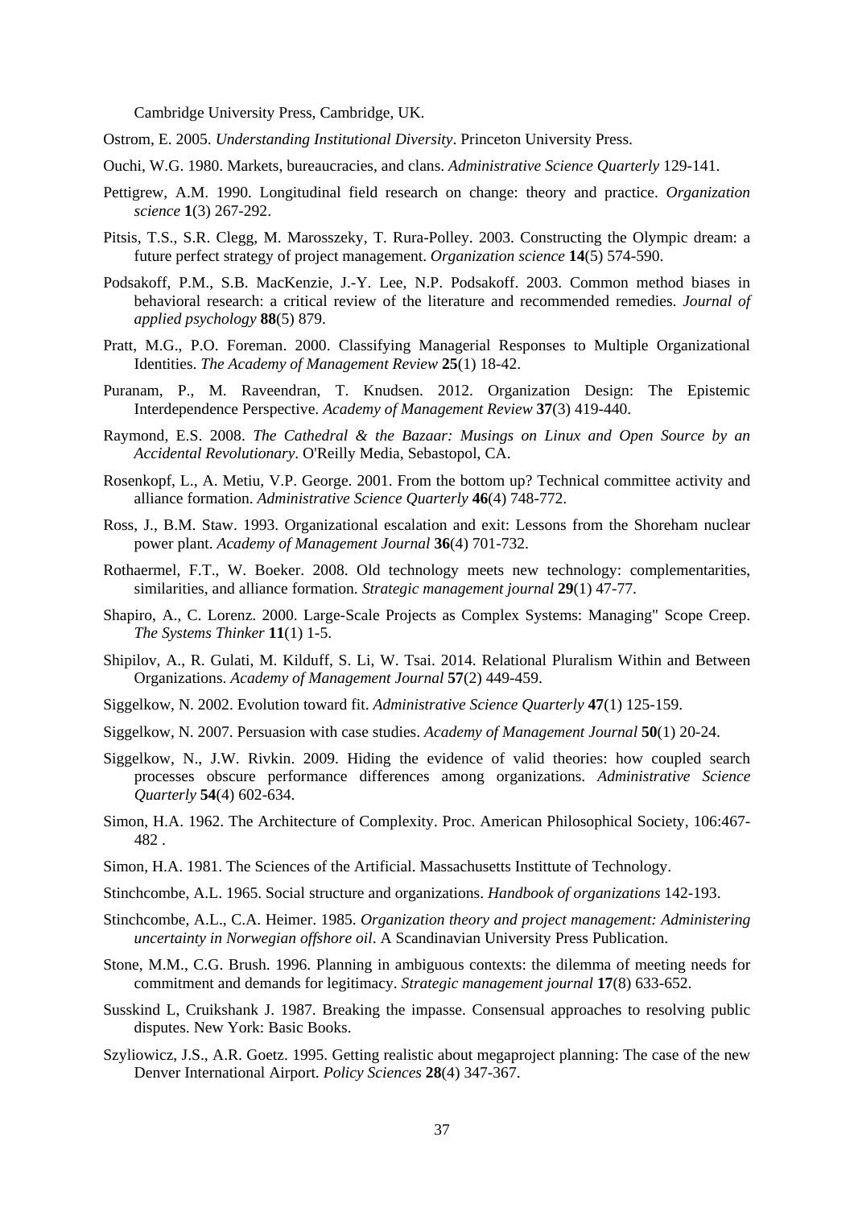Cambridge University Press, Cambridge, UK.

Ostrom, E. 2005. *Understanding Institutional Diversity*. Princeton University Press.

Ouchi, W.G. 1980. Markets, bureaucracies, and clans. *Administrative Science Quarterly* 129-141.

Pettigrew, A.M. 1990. Longitudinal field research on change: theory and practice. *Organization science* **1**(3) 267-292.

Pitsis, T.S., S.R. Clegg, M. Marosszeky, T. Rura-Polley. 2003. Constructing the Olympic dream: a future perfect strategy of project management. *Organization science* **14**(5) 574-590.

Podsakoff, P.M., S.B. MacKenzie, J.-Y. Lee, N.P. Podsakoff. 2003. Common method biases in behavioral research: a critical review of the literature and recommended remedies. *Journal of applied psychology* **88**(5) 879.

Pratt, M.G., P.O. Foreman. 2000. Classifying Managerial Responses to Multiple Organizational Identities. *The Academy of Management Review* **25**(1) 18-42.

Puranam, P., M. Raveendran, T. Knudsen. 2012. Organization Design: The Epistemic Interdependence Perspective. *Academy of Management Review* **37**(3) 419-440.

Raymond, E.S. 2008. *The Cathedral & the Bazaar: Musings on Linux and Open Source by an Accidental Revolutionary*. O'Reilly Media, Sebastopol, CA.

Rosenkopf, L., A. Metiu, V.P. George. 2001. From the bottom up? Technical committee activity and alliance formation. *Administrative Science Quarterly* **46**(4) 748-772.

Ross, J., B.M. Staw. 1993. Organizational escalation and exit: Lessons from the Shoreham nuclear power plant. *Academy of Management Journal* **36**(4) 701-732.

Rothaermel, F.T., W. Boeker. 2008. Old technology meets new technology: complementarities, similarities, and alliance formation. *Strategic management journal* **29**(1) 47-77.

Shapiro, A., C. Lorenz. 2000. Large-Scale Projects as Complex Systems: Managing" Scope Creep. *The Systems Thinker* **11**(1) 1-5.

Shipilov, A., R. Gulati, M. Kilduff, S. Li, W. Tsai. 2014. Relational Pluralism Within and Between Organizations. *Academy of Management Journal* **57**(2) 449-459.

Siggelkow, N. 2002. Evolution toward fit. *Administrative Science Quarterly* **47**(1) 125-159.

Siggelkow, N. 2007. Persuasion with case studies. *Academy of Management Journal* **50**(1) 20-24.

Siggelkow, N., J.W. Rivkin. 2009. Hiding the evidence of valid theories: how coupled search processes obscure performance differences among organizations. *Administrative Science Quarterly* **54**(4) 602-634.

Simon, H.A. 1962. The Architecture of Complexity. Proc. American Philosophical Society, 106:467-482 .

Simon, H.A. 1981. The Sciences of the Artificial. Massachusetts Instittute of Technology.

Stinchcombe, A.L. 1965. Social structure and organizations. *Handbook of organizations* 142-193.

Stinchcombe, A.L., C.A. Heimer. 1985. *Organization theory and project management: Administering uncertainty in Norwegian offshore oil*. A Scandinavian University Press Publication.

Stone, M.M., C.G. Brush. 1996. Planning in ambiguous contexts: the dilemma of meeting needs for commitment and demands for legitimacy. *Strategic management journal* **17**(8) 633-652.

Susskind L, Cruikshank J. 1987. Breaking the impasse. Consensual approaches to resolving public disputes. New York: Basic Books.

Szyliowicz, J.S., A.R. Goetz. 1995. Getting realistic about megaproject planning: The case of the new Denver International Airport. *Policy Sciences* **28**(4) 347-367.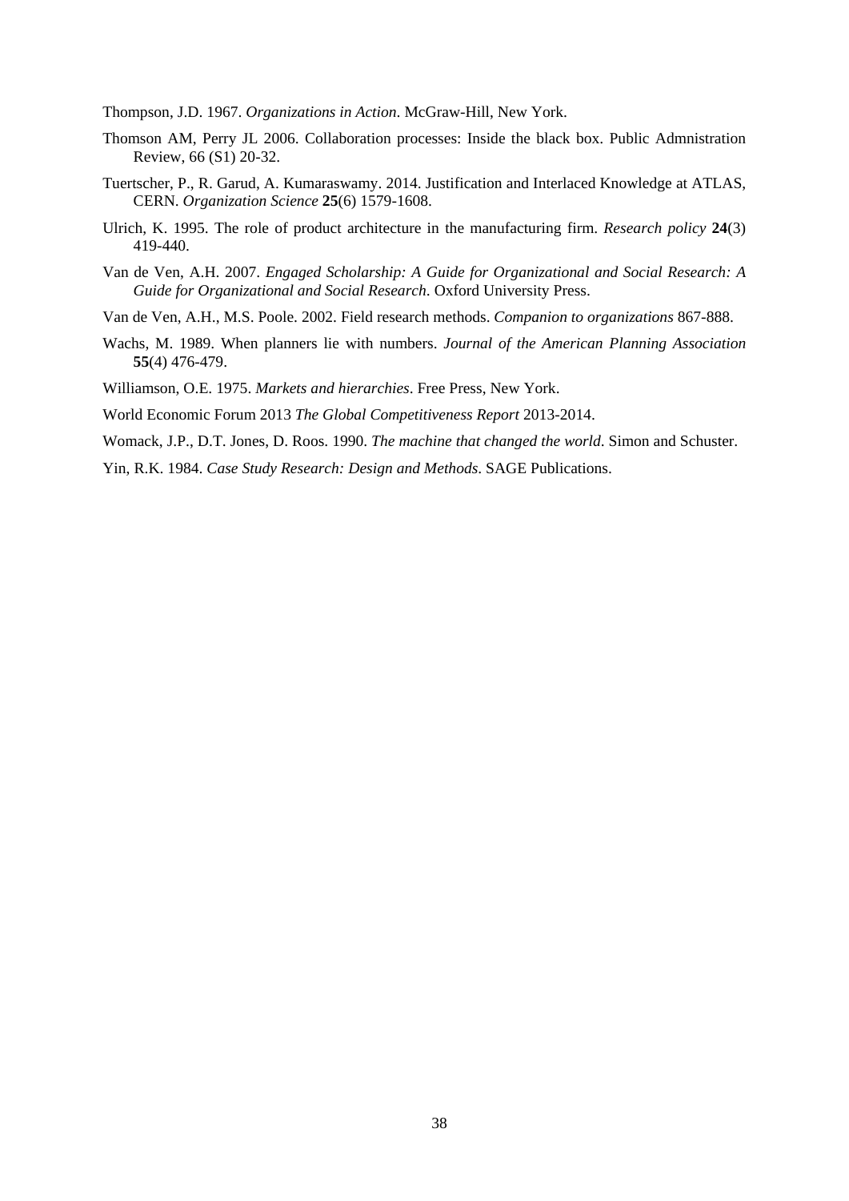Thompson, J.D. 1967. *Organizations in Action*. McGraw-Hill, New York.

Thomson AM, Perry JL 2006. Collaboration processes: Inside the black box. Public Admnistration Review, 66 (S1) 20-32.

Tuertscher, P., R. Garud, A. Kumaraswamy. 2014. Justification and Interlaced Knowledge at ATLAS, CERN. *Organization Science* **25**(6) 1579-1608.

Ulrich, K. 1995. The role of product architecture in the manufacturing firm. *Research policy* **24**(3) 419-440.

Van de Ven, A.H. 2007. *Engaged Scholarship: A Guide for Organizational and Social Research: A Guide for Organizational and Social Research*. Oxford University Press.

Van de Ven, A.H., M.S. Poole. 2002. Field research methods. *Companion to organizations* 867-888.

Wachs, M. 1989. When planners lie with numbers. *Journal of the American Planning Association* **55**(4) 476-479.

Williamson, O.E. 1975. *Markets and hierarchies*. Free Press, New York.

World Economic Forum 2013 *The Global Competitiveness Report* 2013-2014.

Womack, J.P., D.T. Jones, D. Roos. 1990. *The machine that changed the world*. Simon and Schuster.

Yin, R.K. 1984. *Case Study Research: Design and Methods*. SAGE Publications.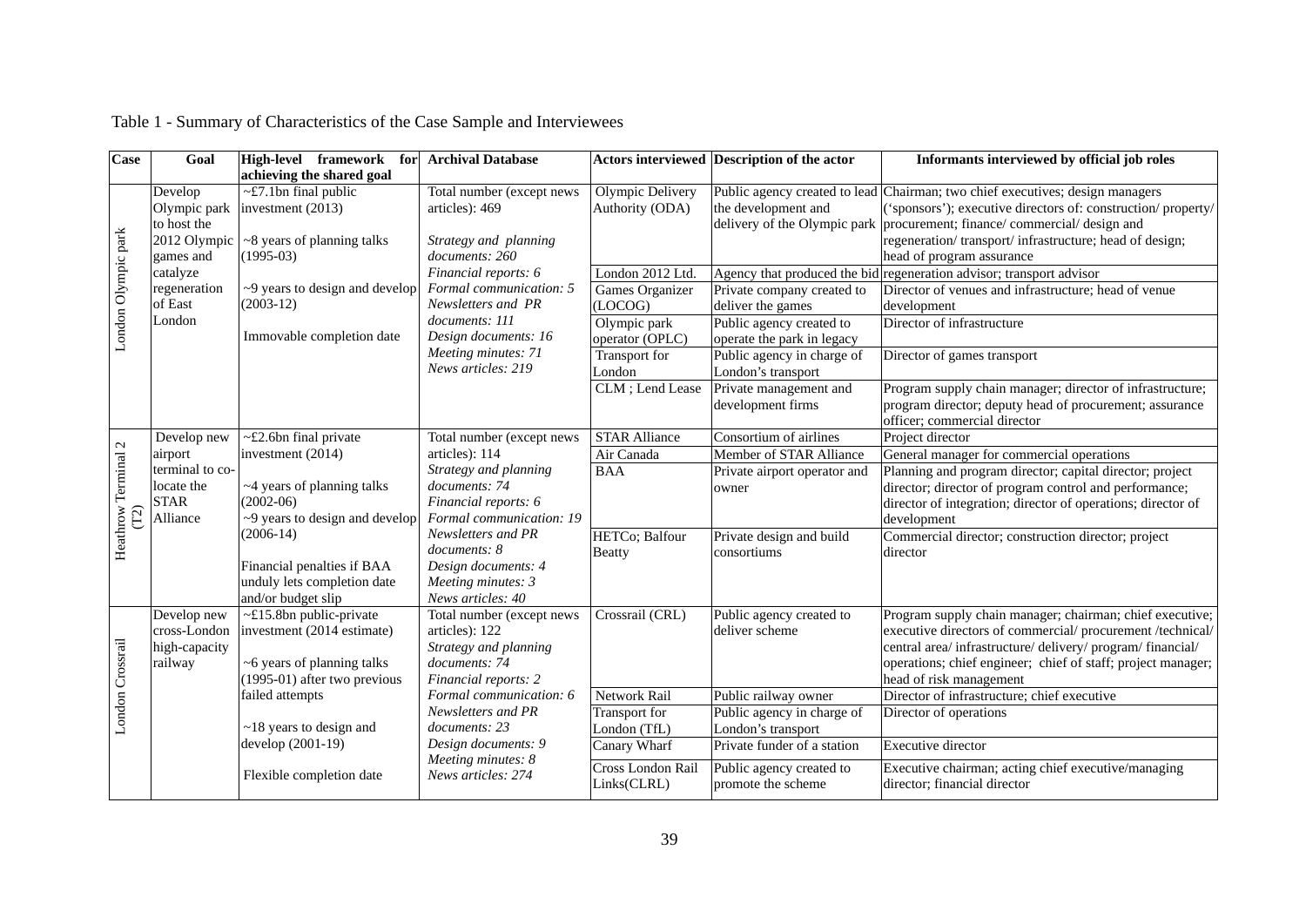Table 1 - Summary of Characteristics of the Case Sample and Interviewees

| Case | Goal | High-level framework for achieving the shared goal | Archival Database | Actors interviewed | Description of the actor | Informants interviewed by official job roles |
|---|---|---|---|---|---|---|
| London Olympic park | Develop Olympic park to host the 2012 Olympic games and catalyze regeneration of East London | ~£7.1bn final public investment (2013)<br><br>~8 years of planning talks (1995-03)<br><br>~9 years to design and develop (2003-12)<br><br>Immovable completion date | Total number (except news articles): 469<br><br>*Strategy and planning documents: 260*<br>*Financial reports: 6*<br>*Formal communication: 5*<br>*Newsletters and PR documents: 111*<br>*Design documents: 16*<br>*Meeting minutes: 71*<br>*News articles: 219* | Olympic Delivery Authority (ODA) | Public agency created to lead the development and delivery of the Olympic park | Chairman; two chief executives; design managers ('sponsors'); executive directors of: construction/ property/ procurement; finance/ commercial/ design and regeneration/ transport/ infrastructure; head of design; head of program assurance |
| | | | | London 2012 Ltd. | Agency that produced the bid | regeneration advisor; transport advisor |
| | | | | Games Organizer (LOCOG) | Private company created to deliver the games | Director of venues and infrastructure; head of venue development |
| | | | | Olympic park operator (OPLC) | Public agency created to operate the park in legacy | Director of infrastructure |
| | | | | Transport for London | Public agency in charge of London's transport | Director of games transport |
| | | | | CLM ; Lend Lease | Private management and development firms | Program supply chain manager; director of infrastructure; program director; deputy head of procurement; assurance officer; commercial director |
| Heathrow Terminal 2 (T2) | Develop new airport terminal to co-locate the STAR Alliance | ~£2.6bn final private investment (2014)<br><br>~4 years of planning talks (2002-06)<br>~9 years to design and develop (2006-14)<br><br>Financial penalties if BAA unduly lets completion date and/or budget slip | Total number (except news articles): 114<br>*Strategy and planning documents: 74*<br>*Financial reports: 6*<br>*Formal communication: 19*<br>*Newsletters and PR documents: 8*<br>*Design documents: 4*<br>*Meeting minutes: 3*<br>*News articles: 40* | STAR Alliance | Consortium of airlines | Project director |
| | | | | Air Canada | Member of STAR Alliance | General manager for commercial operations |
| | | | | BAA | Private airport operator and owner | Planning and program director; capital director; project director; director of program control and performance; director of integration; director of operations; director of development |
| | | | | HETCo; Balfour Beatty | Private design and build consortiums | Commercial director; construction director; project director |
| London Crossrail | Develop new cross-London high-capacity railway | ~£15.8bn public-private investment (2014 estimate)<br><br>~6 years of planning talks (1995-01) after two previous failed attempts<br><br>~18 years to design and develop (2001-19)<br><br>Flexible completion date | Total number (except news articles): 122<br>*Strategy and planning documents: 74*<br>*Financial reports: 2*<br>*Formal communication: 6*<br>*Newsletters and PR documents: 23*<br>*Design documents: 9*<br>*Meeting minutes: 8*<br>*News articles: 274* | Crossrail (CRL) | Public agency created to deliver scheme | Program supply chain manager; chairman; chief executive; executive directors of commercial/ procurement /technical/ central area/ infrastructure/ delivery/ program/ financial/ operations; chief engineer; chief of staff; project manager; head of risk management |
| | | | | Network Rail | Public railway owner | Director of infrastructure; chief executive |
| | | | | Transport for London (TfL) | Public agency in charge of London's transport | Director of operations |
| | | | | Canary Wharf | Private funder of a station | Executive director |
| | | | | Cross London Rail Links(CLRL) | Public agency created to promote the scheme | Executive chairman; acting chief executive/managing director; financial director |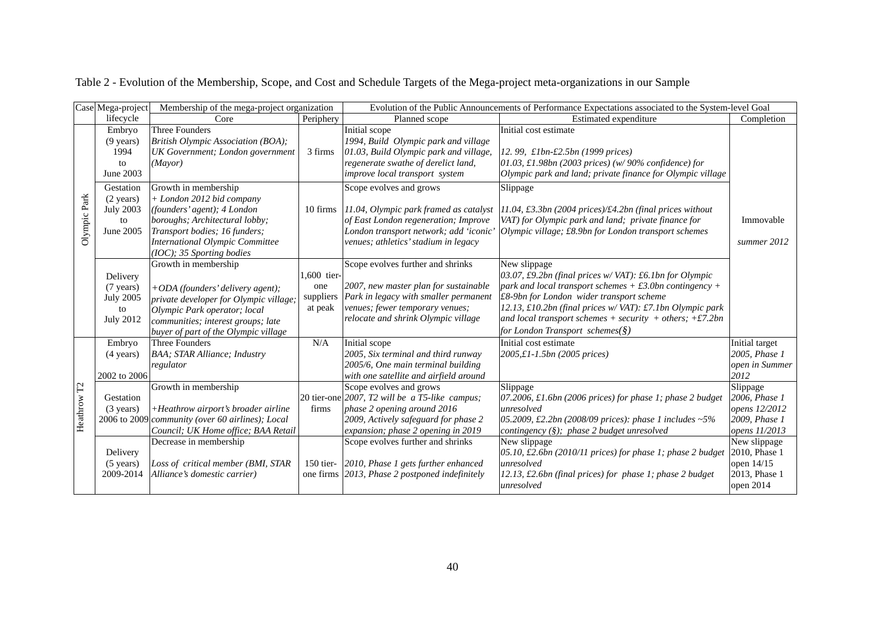Table 2 - Evolution of the Membership, Scope, and Cost and Schedule Targets of the Mega-project meta-organizations in our Sample

| Case | Mega-project lifecycle | Membership of the mega-project organization | | Evolution of the Public Announcements of Performance Expectations associated to the System-level Goal | | |
|---|---|---|---|---|---|---|
| | | Core | Periphery | Planned scope | Estimated expenditure | Completion |
| Olympic Park | Embryo (9 years) 1994 to June 2003 | Three Founders *British Olympic Association (BOA); UK Government; London government (Mayor)* | 3 firms | Initial scope *1994, Build Olympic park and village 01.03, Build Olympic park and village, regenerate swathe of derelict land, improve local transport system* | Initial cost estimate *12. 99, £1bn-£2.5bn (1999 prices) 01.03, £1.98bn (2003 prices) (w/ 90% confidence) for Olympic park and land; private finance for Olympic village* | Immovable *summer 2012* |
| | Gestation (2 years) July 2003 to June 2005 | Growth in membership *+ London 2012 bid company (founders' agent); 4 London boroughs; Architectural lobby; Transport bodies; 16 funders; International Olympic Committee (IOC); 35 Sporting bodies* | 10 firms | Scope evolves and grows *11.04, Olympic park framed as catalyst of East London regeneration; Improve London transport network; add 'iconic' venues; athletics' stadium in legacy* | Slippage *11.04, £3.3bn (2004 prices)/£4.2bn (final prices without VAT) for Olympic park and land; private finance for Olympic village; £8.9bn for London transport schemes* | |
| | Delivery (7 years) July 2005 to July 2012 | Growth in membership *+ODA (founders' delivery agent); private developer for Olympic village; Olympic Park operator; local communities; interest groups; late buyer of part of the Olympic village* | 1,600 tier-one suppliers at peak | Scope evolves further and shrinks *2007, new master plan for sustainable Park in legacy with smaller permanent venues; fewer temporary venues; relocate and shrink Olympic village* | New slippage *03.07, £9.2bn (final prices w/ VAT): £6.1bn for Olympic park and local transport schemes + £3.0bn contingency + £8-9bn for London wider transport scheme 12.13, £10.2bn (final prices w/ VAT): £7.1bn Olympic park and local transport schemes + security + others; +£7.2bn for London Transport schemes(§)* | |
| Heathrow T2 | Embryo (4 years) 2002 to 2006 | Three Founders *BAA; STAR Alliance; Industry regulator* | N/A | Initial scope *2005, Six terminal and third runway 2005/6, One main terminal building with one satellite and airfield around* | Initial cost estimate *2005,£1-1.5bn (2005 prices)* | Initial target *2005, Phase 1 open in Summer 2012* |
| | Gestation (3 years) 2006 to 2009 | Growth in membership *+Heathrow airport's broader airline community (over 60 airlines); Local Council; UK Home office; BAA Retail* | 20 tier-one firms | Scope evolves and grows *2007, T2 will be a T5-like campus; phase 2 opening around 2016 2009, Actively safeguard for phase 2 expansion; phase 2 opening in 2019* | Slippage *07.2006, £1.6bn (2006 prices) for phase 1; phase 2 budget unresolved 05.2009, £2.2bn (2008/09 prices): phase 1 includes ~5% contingency (§); phase 2 budget unresolved* | Slippage *2006, Phase 1 opens 12/2012 2009, Phase 1 opens 11/2013* |
| | Delivery (5 years) 2009-2014 | Decrease in membership *Loss of critical member (BMI, STAR Alliance's domestic carrier)* | 150 tier-one firms | Scope evolves further and shrinks *2010, Phase 1 gets further enhanced 2013, Phase 2 postponed indefinitely* | New slippage *05.10, £2.6bn (2010/11 prices) for phase 1; phase 2 budget unresolved 12.13, £2.6bn (final prices) for phase 1; phase 2 budget unresolved* | New slippage 2010, Phase 1 open 14/15 2013, Phase 1 open 2014 |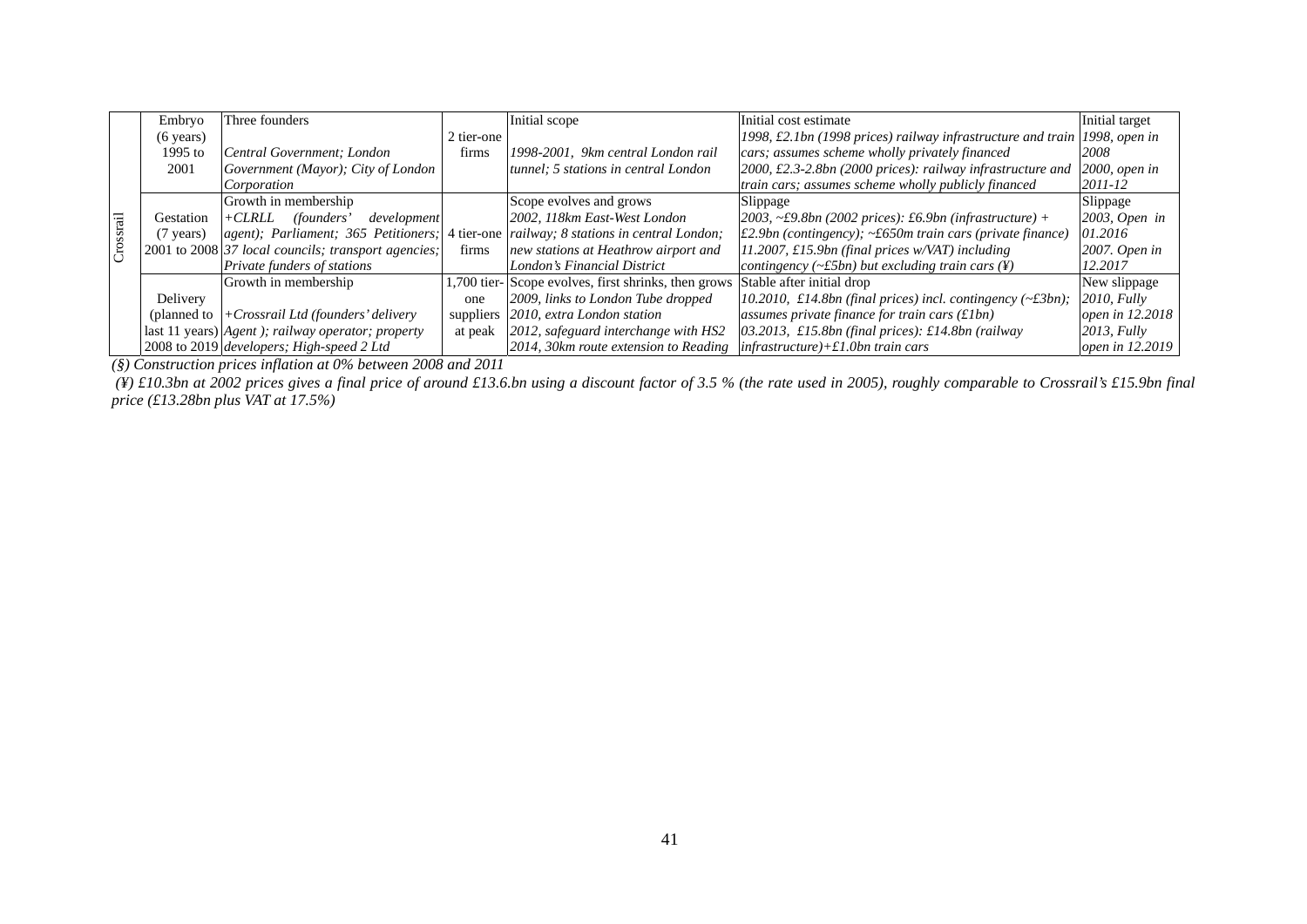| | | | | | | |
|---|---|---|---|---|---|---|
| Crossrail | Embryo (6 years) 1995 to 2001 | Three founders *Central Government; London Government (Mayor); City of London Corporation* | 2 tier-one firms | Initial scope *1998-2001, 9km central London rail tunnel; 5 stations in central London* | Initial cost estimate *1998, £2.1bn (1998 prices) railway infrastructure and train cars; assumes scheme wholly privately financed* *2000, £2.3-2.8bn (2000 prices): railway infrastructure and train cars; assumes scheme wholly publicly financed* | Initial target *1998, open in 2008* *2000, open in 2011-12* |
| | Gestation (7 years) 2001 to 2008 | Growth in membership *+CLRLL (founders' development agent); Parliament; 365 Petitioners; 37 local councils; transport agencies; Private funders of stations* | 4 tier-one firms | Scope evolves and grows *2002, 118km East-West London railway; 8 stations in central London; new stations at Heathrow airport and London's Financial District* | Slippage *2003, ~£9.8bn (2002 prices): £6.9bn (infrastructure) + £2.9bn (contingency); ~£650m train cars (private finance)* *11.2007, £15.9bn (final prices w/VAT) including contingency (~£5bn) but excluding train cars (¥)* | Slippage *2003, Open in 01.2016* *2007. Open in 12.2017* |
| | Delivery (planned to last 11 years) 2008 to 2019 | Growth in membership *+Crossrail Ltd (founders' delivery Agent ); railway operator; property developers; High-speed 2 Ltd* | 1,700 tier-one suppliers at peak | Scope evolves, first shrinks, then grows *2009, links to London Tube dropped* *2010, extra London station* *2012, safeguard interchange with HS2* *2014, 30km route extension to Reading* | Stable after initial drop *10.2010, £14.8bn (final prices) incl. contingency (~£3bn); assumes private finance for train cars (£1bn)* *03.2013, £15.8bn (final prices): £14.8bn (railway infrastructure)+£1.0bn train cars* | New slippage *2010, Fully open in 12.2018* *2013, Fully open in 12.2019* |

*(§) Construction prices inflation at 0% between 2008 and 2011*

*(¥) £10.3bn at 2002 prices gives a final price of around £13.6.bn using a discount factor of 3.5 % (the rate used in 2005), roughly comparable to Crossrail's £15.9bn final price (£13.28bn plus VAT at 17.5%)*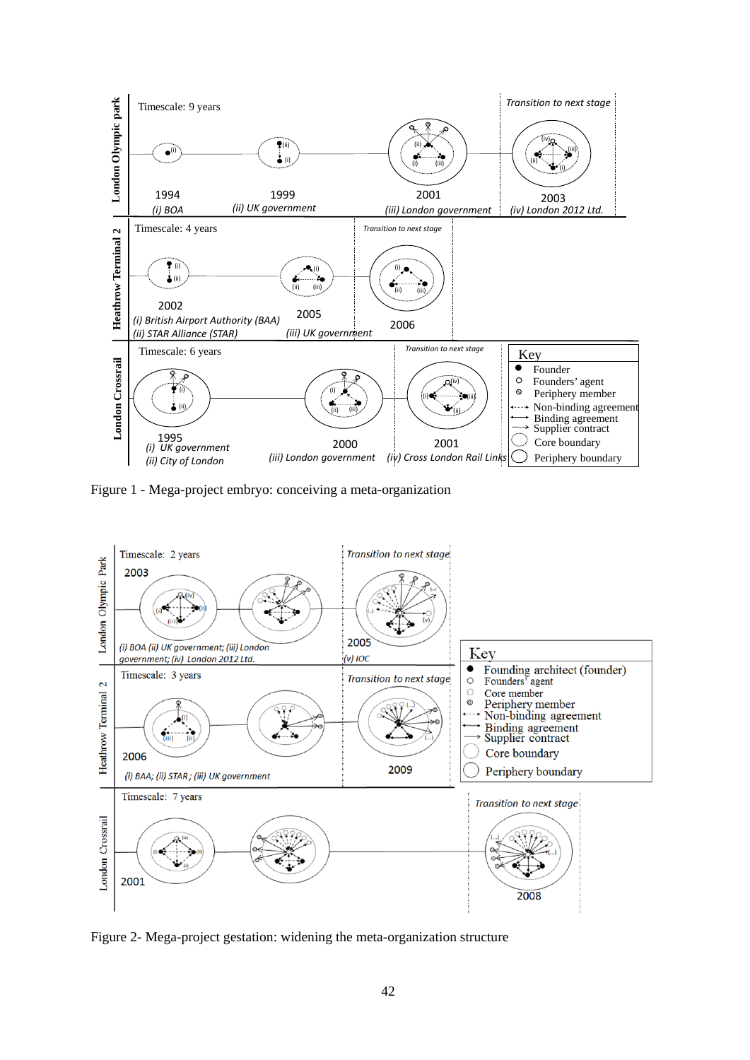Figure 1 - Mega-project embryo: conceiving a meta-organization

Figure 2- Mega-project gestation: widening the meta-organization structure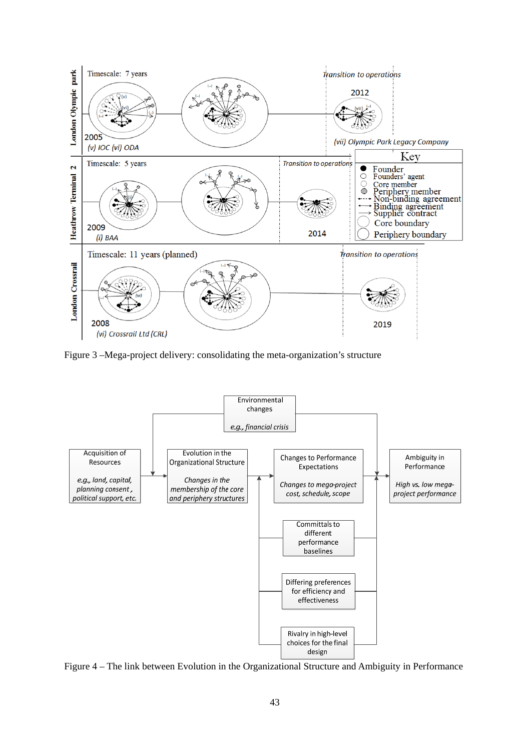London Olympic park

Timescale: 7 years

Transition to operations

2012

(v) (vi) (vii)

2005

(v) IOC (vi) ODA

(vii) Olympic Park Legacy Company

Heathrow Terminal 2

Timescale: 5 years

Transition to operations

2009

(i) BAA

2014

Key

Founder

Founders' agent

Core member

Periphery member

Non-binding agreement

Binding agreement

Supplier contract

Core boundary

Periphery boundary

London Crossrail

Timescale: 11 years (planned)

Transition to operations

(vi)

2008

(vi) Crossrail Ltd (CRL)

2019

Figure 3 –Mega-project delivery: consolidating the meta-organization's structure

Environmental changes

e.g., financial crisis

Acquisition of Resources

e.g., land, capital, planning consent, political support, etc.

Evolution in the Organizational Structure

Changes in the membership of the core and periphery structures

Changes to Performance Expectations

Changes to mega-project cost, schedule, scope

Ambiguity in Performance

High vs. low mega-project performance

Committals to different performance baselines

Differing preferences for efficiency and effectiveness

Rivalry in high-level choices for the final design

Figure 4 – The link between Evolution in the Organizational Structure and Ambiguity in Performance